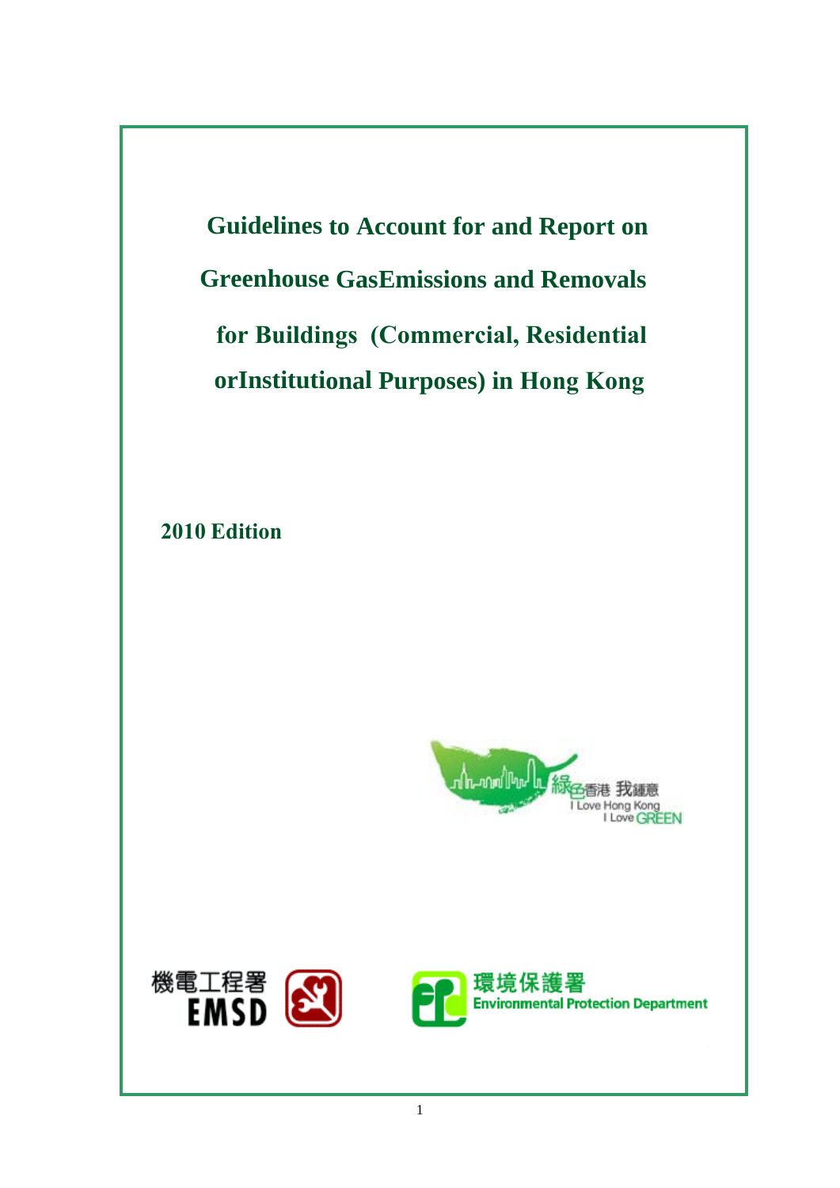# Guidelines to Account for and Report on Greenhouse GasEmissions and Removals for Buildings (Commercial, Residential orInstitutional Purposes) in Hong Kong

**2010 Edition**

綠色香港 我鍾意
I Love Hong Kong
I Love GREEN

機電工程署
EMSD

環境保護署
Environmental Protection Department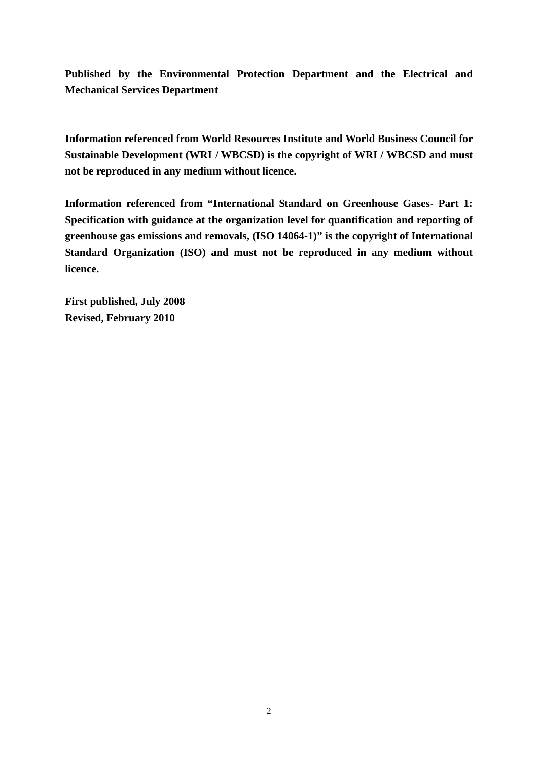**Published by the Environmental Protection Department and the Electrical and Mechanical Services Department**

**Information referenced from World Resources Institute and World Business Council for Sustainable Development (WRI / WBCSD) is the copyright of WRI / WBCSD and must not be reproduced in any medium without licence.**

**Information referenced from "International Standard on Greenhouse Gases- Part 1: Specification with guidance at the organization level for quantification and reporting of greenhouse gas emissions and removals, (ISO 14064-1)" is the copyright of International Standard Organization (ISO) and must not be reproduced in any medium without licence.**

**First published, July 2008**
**Revised, February 2010**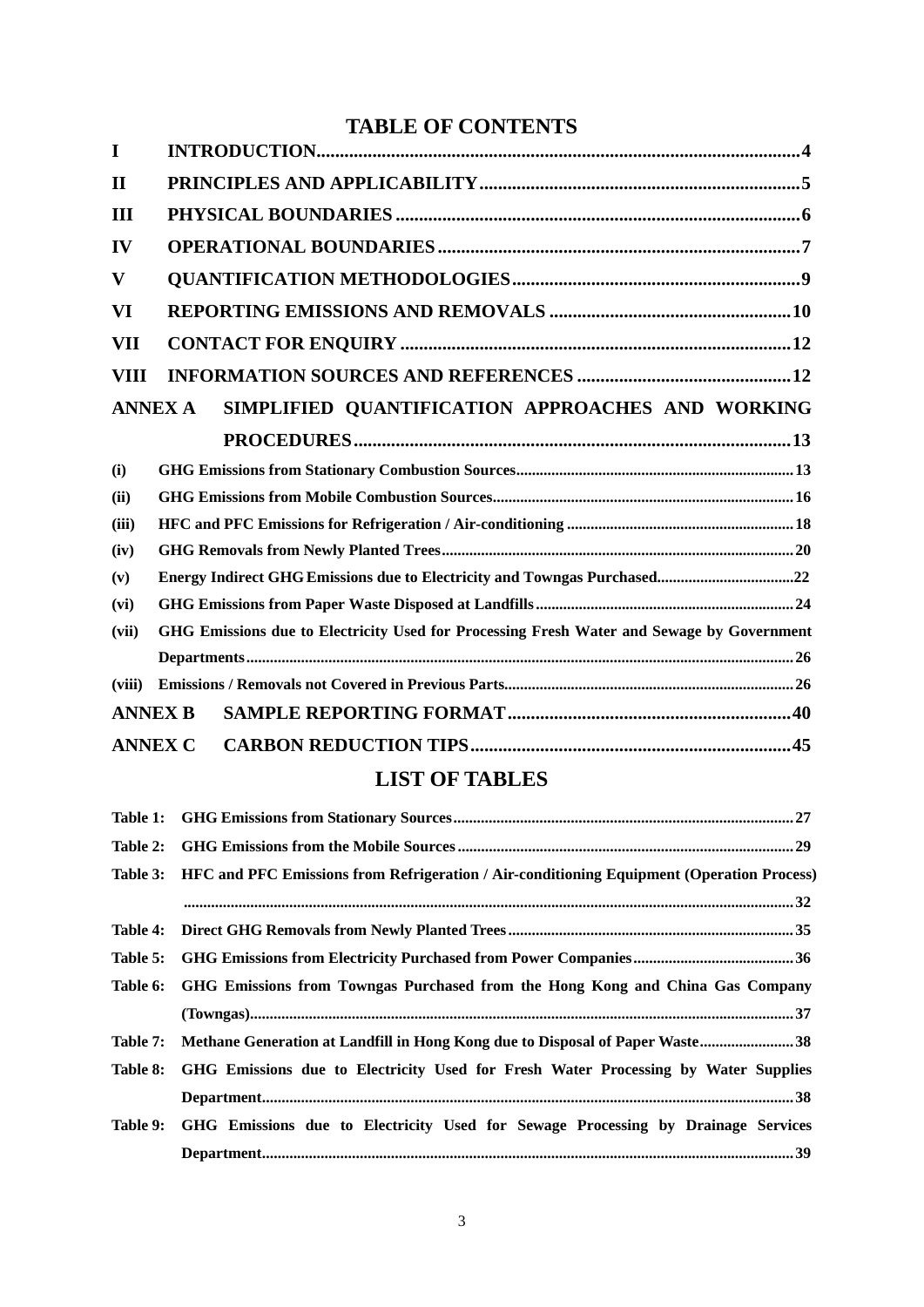# TABLE OF CONTENTS

| | | |
|---|---|---|
| I | INTRODUCTION | 4 |
| II | PRINCIPLES AND APPLICABILITY | 5 |
| III | PHYSICAL BOUNDARIES | 6 |
| IV | OPERATIONAL BOUNDARIES | 7 |
| V | QUANTIFICATION METHODOLOGIES | 9 |
| VI | REPORTING EMISSIONS AND REMOVALS | 10 |
| VII | CONTACT FOR ENQUIRY | 12 |
| VIII | INFORMATION SOURCES AND REFERENCES | 12 |
| ANNEX A | SIMPLIFIED QUANTIFICATION APPROACHES AND WORKING PROCEDURES | 13 |
| (i) | GHG Emissions from Stationary Combustion Sources | 13 |
| (ii) | GHG Emissions from Mobile Combustion Sources | 16 |
| (iii) | HFC and PFC Emissions for Refrigeration / Air-conditioning | 18 |
| (iv) | GHG Removals from Newly Planted Trees | 20 |
| (v) | Energy Indirect GHG Emissions due to Electricity and Towngas Purchased | 22 |
| (vi) | GHG Emissions from Paper Waste Disposed at Landfills | 24 |
| (vii) | GHG Emissions due to Electricity Used for Processing Fresh Water and Sewage by Government Departments | 26 |
| (viii) | Emissions / Removals not Covered in Previous Parts | 26 |
| ANNEX B | SAMPLE REPORTING FORMAT | 40 |
| ANNEX C | CARBON REDUCTION TIPS | 45 |

# LIST OF TABLES

| | | |
|---|---|---|
| Table 1: | GHG Emissions from Stationary Sources | 27 |
| Table 2: | GHG Emissions from the Mobile Sources | 29 |
| Table 3: | HFC and PFC Emissions from Refrigeration / Air-conditioning Equipment (Operation Process) | 32 |
| Table 4: | Direct GHG Removals from Newly Planted Trees | 35 |
| Table 5: | GHG Emissions from Electricity Purchased from Power Companies | 36 |
| Table 6: | GHG Emissions from Towngas Purchased from the Hong Kong and China Gas Company (Towngas) | 37 |
| Table 7: | Methane Generation at Landfill in Hong Kong due to Disposal of Paper Waste | 38 |
| Table 8: | GHG Emissions due to Electricity Used for Fresh Water Processing by Water Supplies Department | 38 |
| Table 9: | GHG Emissions due to Electricity Used for Sewage Processing by Drainage Services Department | 39 |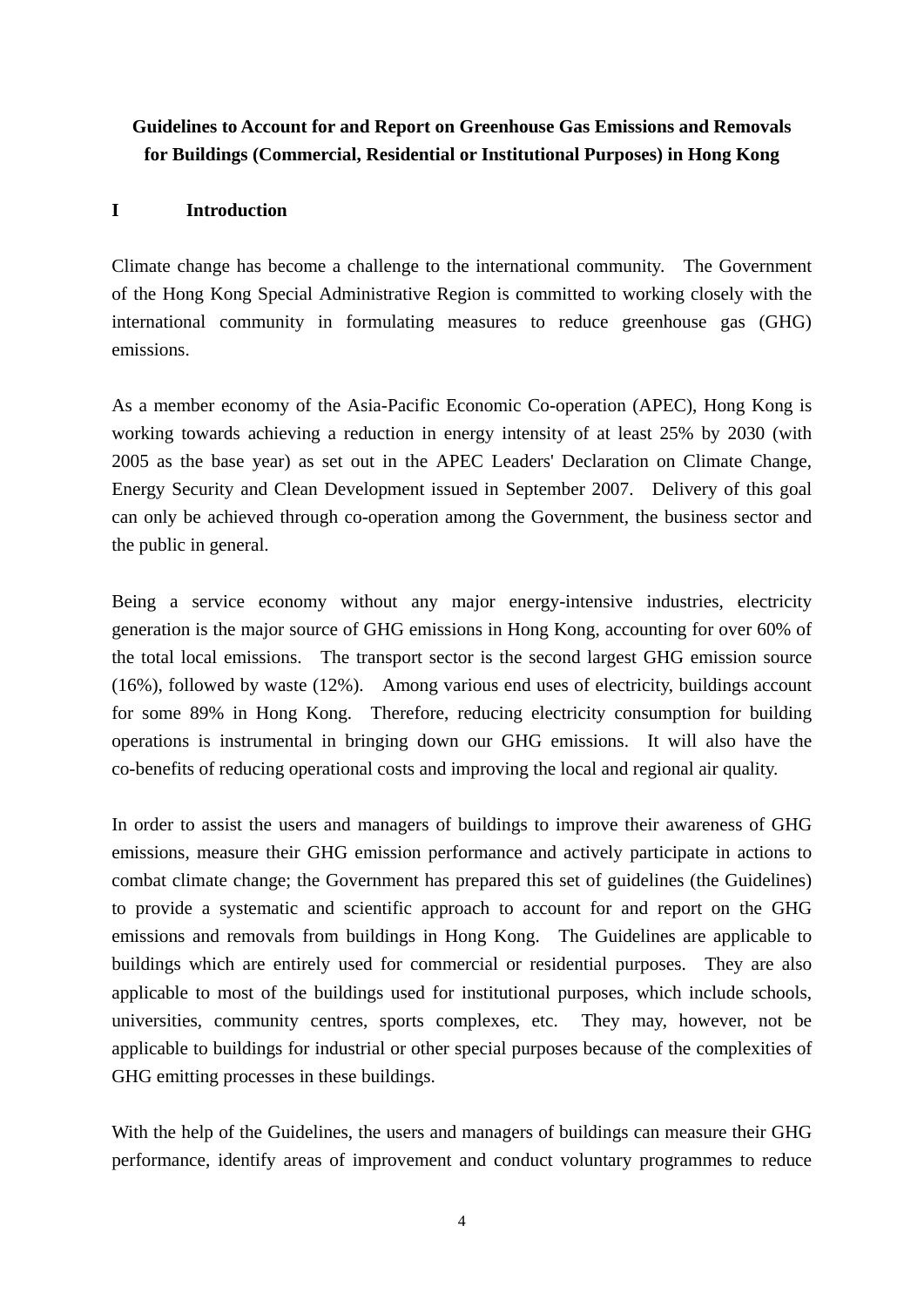**Guidelines to Account for and Report on Greenhouse Gas Emissions and Removals for Buildings (Commercial, Residential or Institutional Purposes) in Hong Kong**

## I Introduction

Climate change has become a challenge to the international community. The Government of the Hong Kong Special Administrative Region is committed to working closely with the international community in formulating measures to reduce greenhouse gas (GHG) emissions.

As a member economy of the Asia-Pacific Economic Co-operation (APEC), Hong Kong is working towards achieving a reduction in energy intensity of at least 25% by 2030 (with 2005 as the base year) as set out in the APEC Leaders' Declaration on Climate Change, Energy Security and Clean Development issued in September 2007. Delivery of this goal can only be achieved through co-operation among the Government, the business sector and the public in general.

Being a service economy without any major energy-intensive industries, electricity generation is the major source of GHG emissions in Hong Kong, accounting for over 60% of the total local emissions. The transport sector is the second largest GHG emission source (16%), followed by waste (12%). Among various end uses of electricity, buildings account for some 89% in Hong Kong. Therefore, reducing electricity consumption for building operations is instrumental in bringing down our GHG emissions. It will also have the co-benefits of reducing operational costs and improving the local and regional air quality.

In order to assist the users and managers of buildings to improve their awareness of GHG emissions, measure their GHG emission performance and actively participate in actions to combat climate change; the Government has prepared this set of guidelines (the Guidelines) to provide a systematic and scientific approach to account for and report on the GHG emissions and removals from buildings in Hong Kong. The Guidelines are applicable to buildings which are entirely used for commercial or residential purposes. They are also applicable to most of the buildings used for institutional purposes, which include schools, universities, community centres, sports complexes, etc. They may, however, not be applicable to buildings for industrial or other special purposes because of the complexities of GHG emitting processes in these buildings.

With the help of the Guidelines, the users and managers of buildings can measure their GHG performance, identify areas of improvement and conduct voluntary programmes to reduce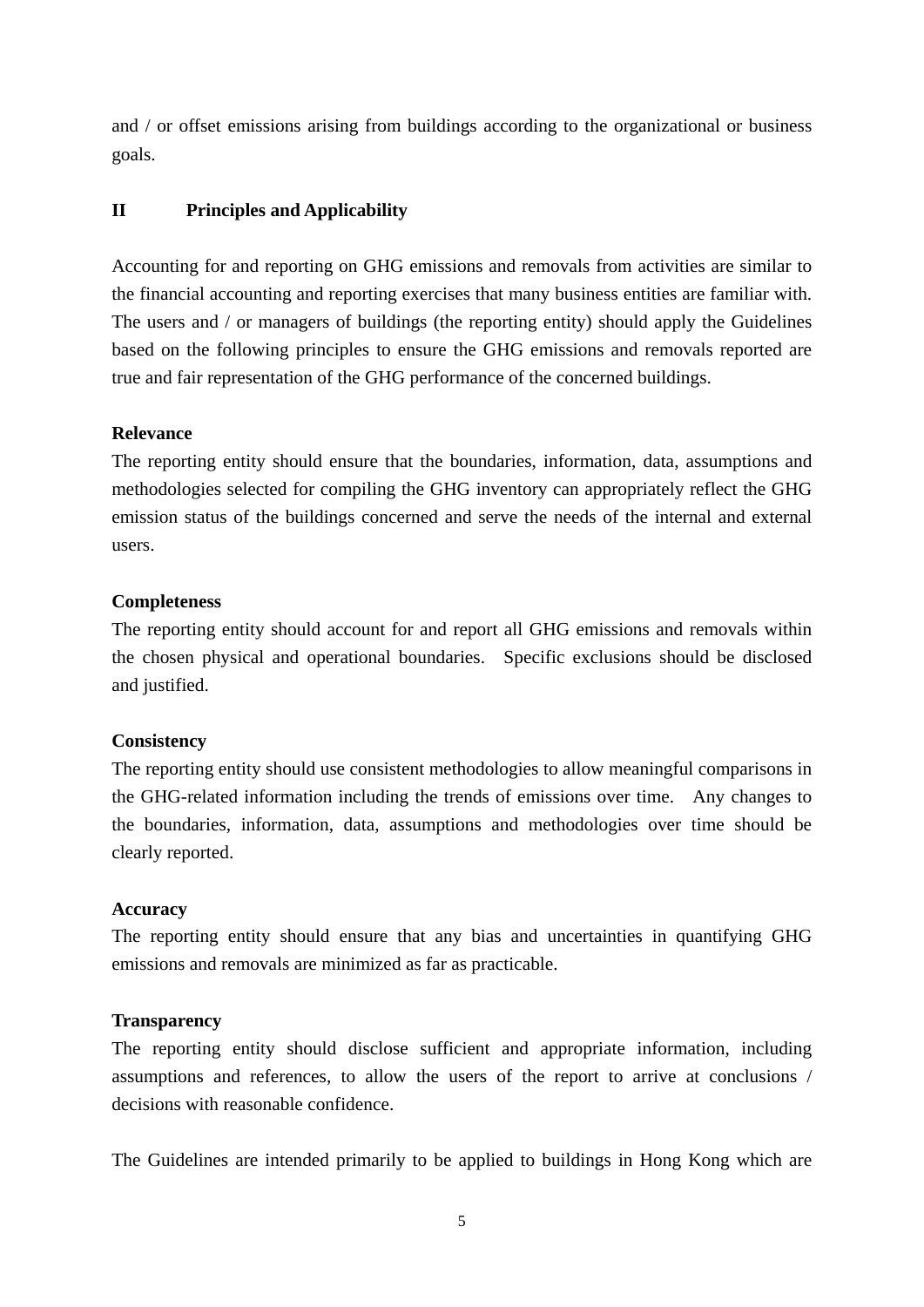and / or offset emissions arising from buildings according to the organizational or business goals.

## II Principles and Applicability

Accounting for and reporting on GHG emissions and removals from activities are similar to the financial accounting and reporting exercises that many business entities are familiar with. The users and / or managers of buildings (the reporting entity) should apply the Guidelines based on the following principles to ensure the GHG emissions and removals reported are true and fair representation of the GHG performance of the concerned buildings.

**Relevance**
The reporting entity should ensure that the boundaries, information, data, assumptions and methodologies selected for compiling the GHG inventory can appropriately reflect the GHG emission status of the buildings concerned and serve the needs of the internal and external users.

**Completeness**
The reporting entity should account for and report all GHG emissions and removals within the chosen physical and operational boundaries. Specific exclusions should be disclosed and justified.

**Consistency**
The reporting entity should use consistent methodologies to allow meaningful comparisons in the GHG-related information including the trends of emissions over time. Any changes to the boundaries, information, data, assumptions and methodologies over time should be clearly reported.

**Accuracy**
The reporting entity should ensure that any bias and uncertainties in quantifying GHG emissions and removals are minimized as far as practicable.

**Transparency**
The reporting entity should disclose sufficient and appropriate information, including assumptions and references, to allow the users of the report to arrive at conclusions / decisions with reasonable confidence.

The Guidelines are intended primarily to be applied to buildings in Hong Kong which are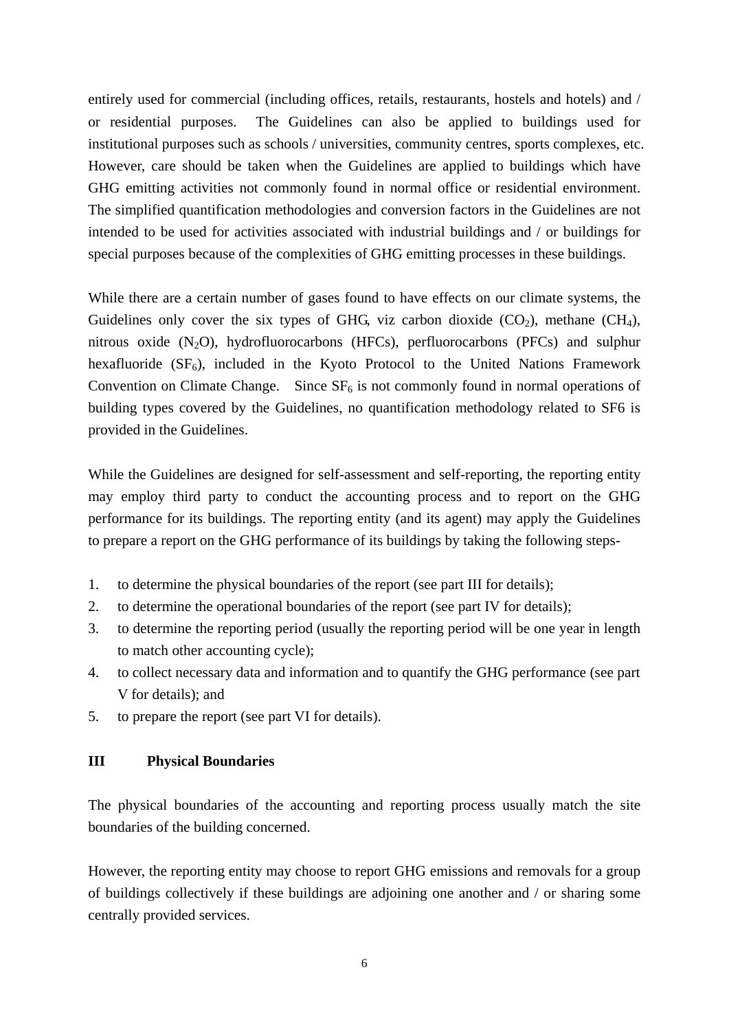entirely used for commercial (including offices, retails, restaurants, hostels and hotels) and / or residential purposes. The Guidelines can also be applied to buildings used for institutional purposes such as schools / universities, community centres, sports complexes, etc. However, care should be taken when the Guidelines are applied to buildings which have GHG emitting activities not commonly found in normal office or residential environment. The simplified quantification methodologies and conversion factors in the Guidelines are not intended to be used for activities associated with industrial buildings and / or buildings for special purposes because of the complexities of GHG emitting processes in these buildings.

While there are a certain number of gases found to have effects on our climate systems, the Guidelines only cover the six types of GHG, viz carbon dioxide ($CO_2$), methane ($CH_4$), nitrous oxide ($N_2O$), hydrofluorocarbons (HFCs), perfluorocarbons (PFCs) and sulphur hexafluoride ($SF_6$), included in the Kyoto Protocol to the United Nations Framework Convention on Climate Change. Since $SF_6$ is not commonly found in normal operations of building types covered by the Guidelines, no quantification methodology related to SF6 is provided in the Guidelines.

While the Guidelines are designed for self-assessment and self-reporting, the reporting entity may employ third party to conduct the accounting process and to report on the GHG performance for its buildings. The reporting entity (and its agent) may apply the Guidelines to prepare a report on the GHG performance of its buildings by taking the following steps-

1. to determine the physical boundaries of the report (see part III for details);
2. to determine the operational boundaries of the report (see part IV for details);
3. to determine the reporting period (usually the reporting period will be one year in length to match other accounting cycle);
4. to collect necessary data and information and to quantify the GHG performance (see part V for details); and
5. to prepare the report (see part VI for details).

## III Physical Boundaries

The physical boundaries of the accounting and reporting process usually match the site boundaries of the building concerned.

However, the reporting entity may choose to report GHG emissions and removals for a group of buildings collectively if these buildings are adjoining one another and / or sharing some centrally provided services.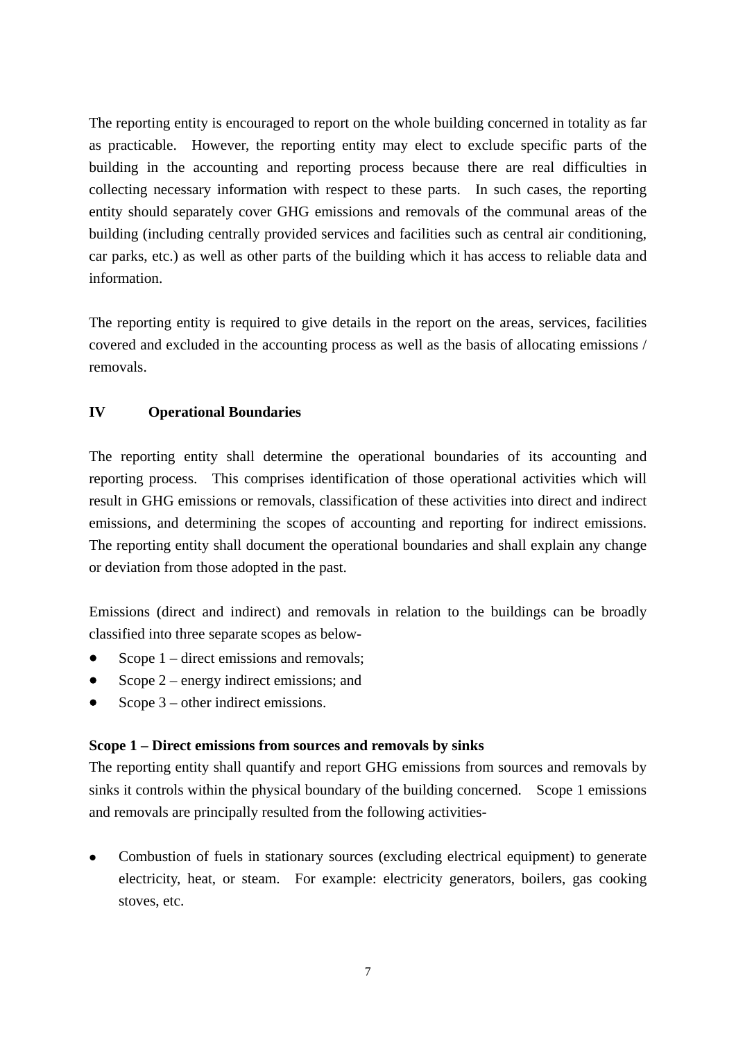The reporting entity is encouraged to report on the whole building concerned in totality as far as practicable. However, the reporting entity may elect to exclude specific parts of the building in the accounting and reporting process because there are real difficulties in collecting necessary information with respect to these parts. In such cases, the reporting entity should separately cover GHG emissions and removals of the communal areas of the building (including centrally provided services and facilities such as central air conditioning, car parks, etc.) as well as other parts of the building which it has access to reliable data and information.

The reporting entity is required to give details in the report on the areas, services, facilities covered and excluded in the accounting process as well as the basis of allocating emissions / removals.

## IV Operational Boundaries

The reporting entity shall determine the operational boundaries of its accounting and reporting process. This comprises identification of those operational activities which will result in GHG emissions or removals, classification of these activities into direct and indirect emissions, and determining the scopes of accounting and reporting for indirect emissions. The reporting entity shall document the operational boundaries and shall explain any change or deviation from those adopted in the past.

Emissions (direct and indirect) and removals in relation to the buildings can be broadly classified into three separate scopes as below-

- Scope 1 – direct emissions and removals;
- Scope 2 – energy indirect emissions; and
- Scope 3 – other indirect emissions.

**Scope 1 – Direct emissions from sources and removals by sinks**

The reporting entity shall quantify and report GHG emissions from sources and removals by sinks it controls within the physical boundary of the building concerned. Scope 1 emissions and removals are principally resulted from the following activities-

- Combustion of fuels in stationary sources (excluding electrical equipment) to generate electricity, heat, or steam. For example: electricity generators, boilers, gas cooking stoves, etc.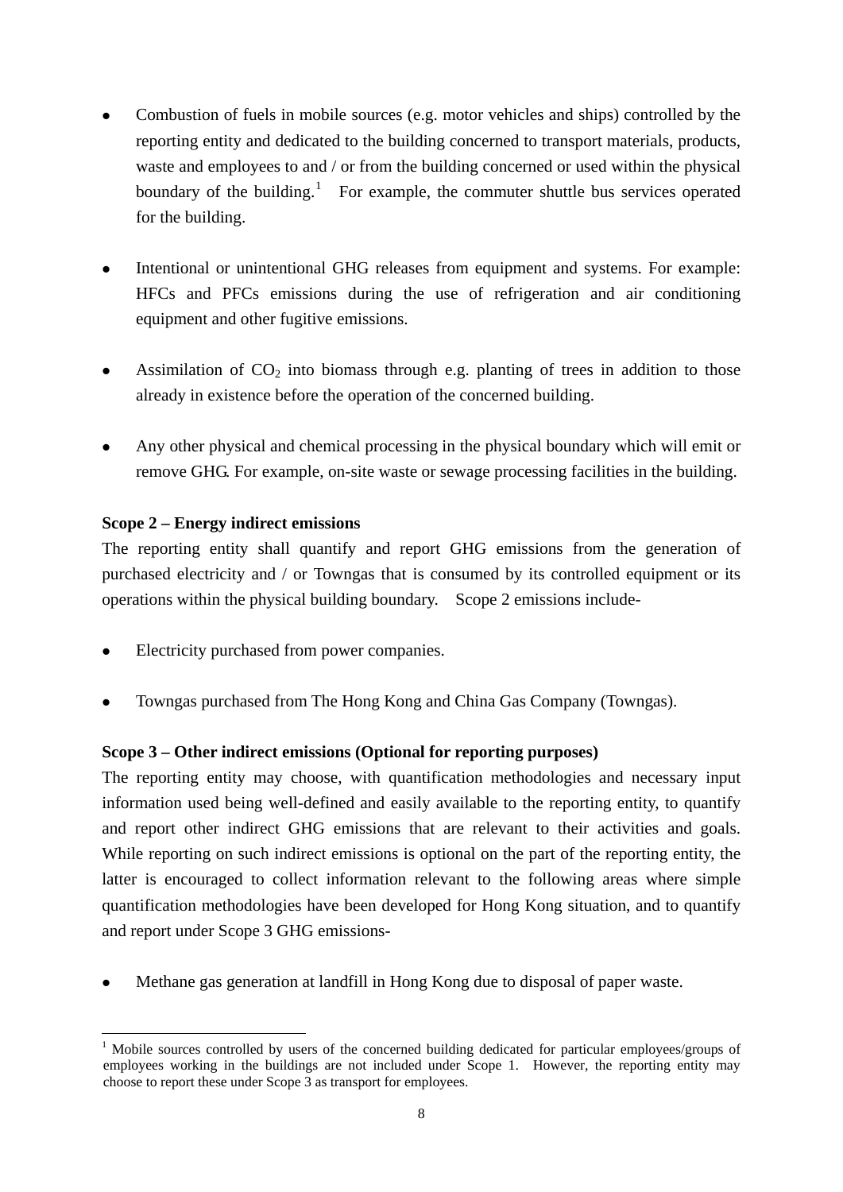- Combustion of fuels in mobile sources (e.g. motor vehicles and ships) controlled by the reporting entity and dedicated to the building concerned to transport materials, products, waste and employees to and / or from the building concerned or used within the physical boundary of the building.[1] For example, the commuter shuttle bus services operated for the building.

- Intentional or unintentional GHG releases from equipment and systems. For example: HFCs and PFCs emissions during the use of refrigeration and air conditioning equipment and other fugitive emissions.

- Assimilation of $CO_2$ into biomass through e.g. planting of trees in addition to those already in existence before the operation of the concerned building.

- Any other physical and chemical processing in the physical boundary which will emit or remove GHG. For example, on-site waste or sewage processing facilities in the building.

**Scope 2 – Energy indirect emissions**

The reporting entity shall quantify and report GHG emissions from the generation of purchased electricity and / or Towngas that is consumed by its controlled equipment or its operations within the physical building boundary. Scope 2 emissions include-

- Electricity purchased from power companies.

- Towngas purchased from The Hong Kong and China Gas Company (Towngas).

**Scope 3 – Other indirect emissions (Optional for reporting purposes)**

The reporting entity may choose, with quantification methodologies and necessary input information used being well-defined and easily available to the reporting entity, to quantify and report other indirect GHG emissions that are relevant to their activities and goals. While reporting on such indirect emissions is optional on the part of the reporting entity, the latter is encouraged to collect information relevant to the following areas where simple quantification methodologies have been developed for Hong Kong situation, and to quantify and report under Scope 3 GHG emissions-

- Methane gas generation at landfill in Hong Kong due to disposal of paper waste.

---

[1] Mobile sources controlled by users of the concerned building dedicated for particular employees/groups of employees working in the buildings are not included under Scope 1. However, the reporting entity may choose to report these under Scope 3 as transport for employees.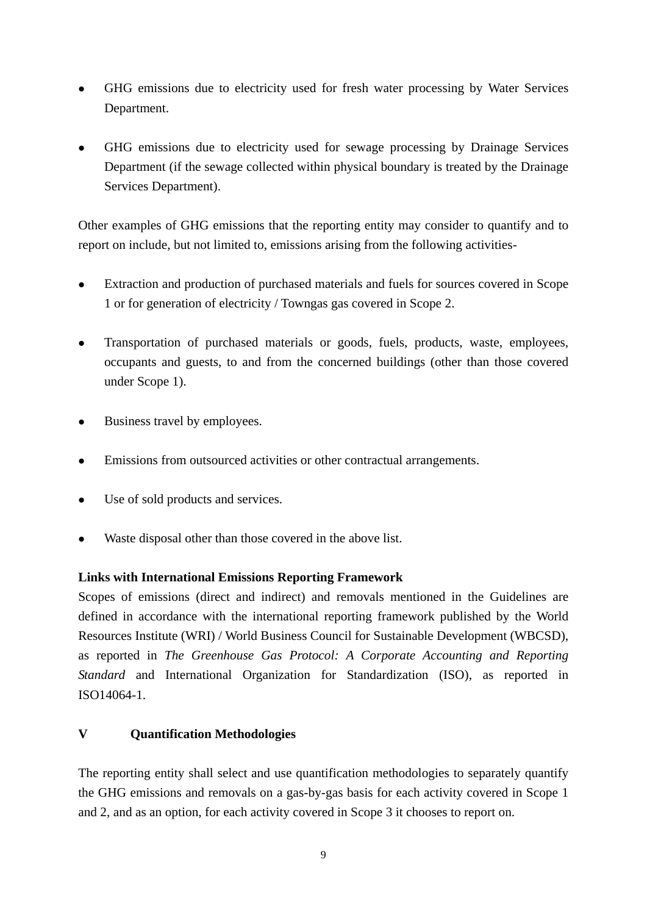- GHG emissions due to electricity used for fresh water processing by Water Services Department.

- GHG emissions due to electricity used for sewage processing by Drainage Services Department (if the sewage collected within physical boundary is treated by the Drainage Services Department).

Other examples of GHG emissions that the reporting entity may consider to quantify and to report on include, but not limited to, emissions arising from the following activities-

- Extraction and production of purchased materials and fuels for sources covered in Scope 1 or for generation of electricity / Towngas gas covered in Scope 2.

- Transportation of purchased materials or goods, fuels, products, waste, employees, occupants and guests, to and from the concerned buildings (other than those covered under Scope 1).

- Business travel by employees.

- Emissions from outsourced activities or other contractual arrangements.

- Use of sold products and services.

- Waste disposal other than those covered in the above list.

**Links with International Emissions Reporting Framework**

Scopes of emissions (direct and indirect) and removals mentioned in the Guidelines are defined in accordance with the international reporting framework published by the World Resources Institute (WRI) / World Business Council for Sustainable Development (WBCSD), as reported in *The Greenhouse Gas Protocol: A Corporate Accounting and Reporting Standard* and International Organization for Standardization (ISO), as reported in ISO14064-1.

## V Quantification Methodologies

The reporting entity shall select and use quantification methodologies to separately quantify the GHG emissions and removals on a gas-by-gas basis for each activity covered in Scope 1 and 2, and as an option, for each activity covered in Scope 3 it chooses to report on.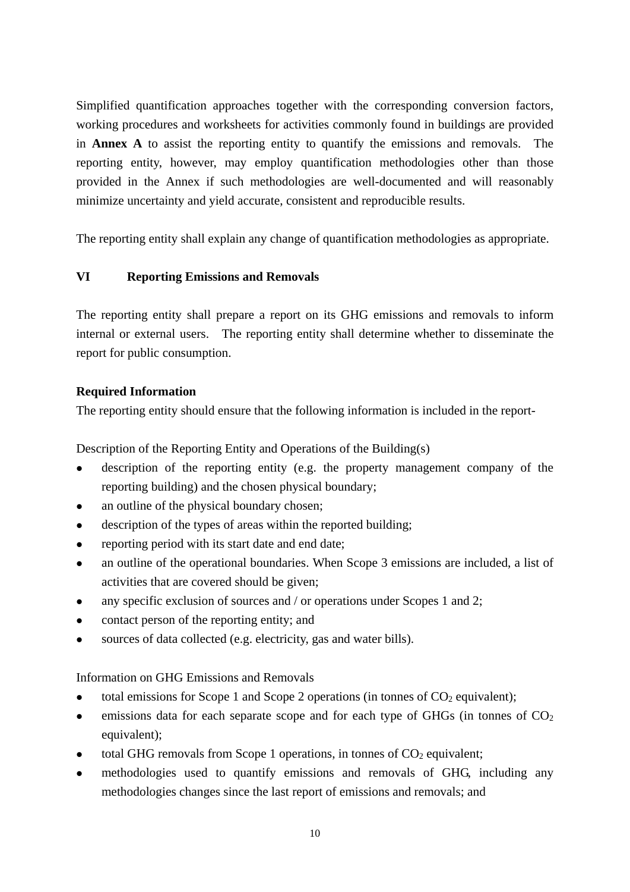Simplified quantification approaches together with the corresponding conversion factors, working procedures and worksheets for activities commonly found in buildings are provided in **Annex A** to assist the reporting entity to quantify the emissions and removals. The reporting entity, however, may employ quantification methodologies other than those provided in the Annex if such methodologies are well-documented and will reasonably minimize uncertainty and yield accurate, consistent and reproducible results.

The reporting entity shall explain any change of quantification methodologies as appropriate.

## VI Reporting Emissions and Removals

The reporting entity shall prepare a report on its GHG emissions and removals to inform internal or external users. The reporting entity shall determine whether to disseminate the report for public consumption.

**Required Information**

The reporting entity should ensure that the following information is included in the report-

Description of the Reporting Entity and Operations of the Building(s)

- description of the reporting entity (e.g. the property management company of the reporting building) and the chosen physical boundary;
- an outline of the physical boundary chosen;
- description of the types of areas within the reported building;
- reporting period with its start date and end date;
- an outline of the operational boundaries. When Scope 3 emissions are included, a list of activities that are covered should be given;
- any specific exclusion of sources and / or operations under Scopes 1 and 2;
- contact person of the reporting entity; and
- sources of data collected (e.g. electricity, gas and water bills).

Information on GHG Emissions and Removals

- total emissions for Scope 1 and Scope 2 operations (in tonnes of $CO_2$ equivalent);
- emissions data for each separate scope and for each type of GHGs (in tonnes of $CO_2$ equivalent);
- total GHG removals from Scope 1 operations, in tonnes of $CO_2$ equivalent;
- methodologies used to quantify emissions and removals of GHG, including any methodologies changes since the last report of emissions and removals; and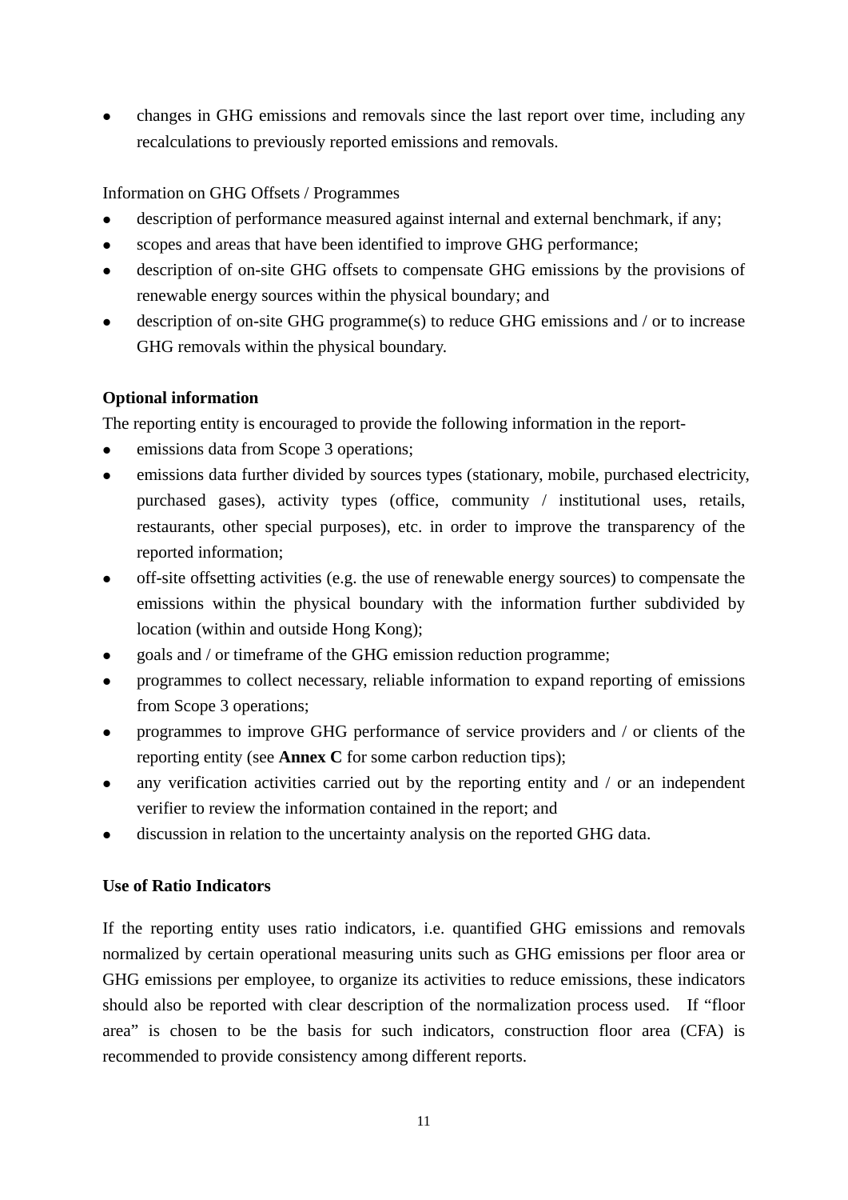- changes in GHG emissions and removals since the last report over time, including any recalculations to previously reported emissions and removals.

Information on GHG Offsets / Programmes

- description of performance measured against internal and external benchmark, if any;
- scopes and areas that have been identified to improve GHG performance;
- description of on-site GHG offsets to compensate GHG emissions by the provisions of renewable energy sources within the physical boundary; and
- description of on-site GHG programme(s) to reduce GHG emissions and / or to increase GHG removals within the physical boundary.

**Optional information**

The reporting entity is encouraged to provide the following information in the report-

- emissions data from Scope 3 operations;
- emissions data further divided by sources types (stationary, mobile, purchased electricity, purchased gases), activity types (office, community / institutional uses, retails, restaurants, other special purposes), etc. in order to improve the transparency of the reported information;
- off-site offsetting activities (e.g. the use of renewable energy sources) to compensate the emissions within the physical boundary with the information further subdivided by location (within and outside Hong Kong);
- goals and / or timeframe of the GHG emission reduction programme;
- programmes to collect necessary, reliable information to expand reporting of emissions from Scope 3 operations;
- programmes to improve GHG performance of service providers and / or clients of the reporting entity (see **Annex C** for some carbon reduction tips);
- any verification activities carried out by the reporting entity and / or an independent verifier to review the information contained in the report; and
- discussion in relation to the uncertainty analysis on the reported GHG data.

**Use of Ratio Indicators**

If the reporting entity uses ratio indicators, i.e. quantified GHG emissions and removals normalized by certain operational measuring units such as GHG emissions per floor area or GHG emissions per employee, to organize its activities to reduce emissions, these indicators should also be reported with clear description of the normalization process used. If "floor area" is chosen to be the basis for such indicators, construction floor area (CFA) is recommended to provide consistency among different reports.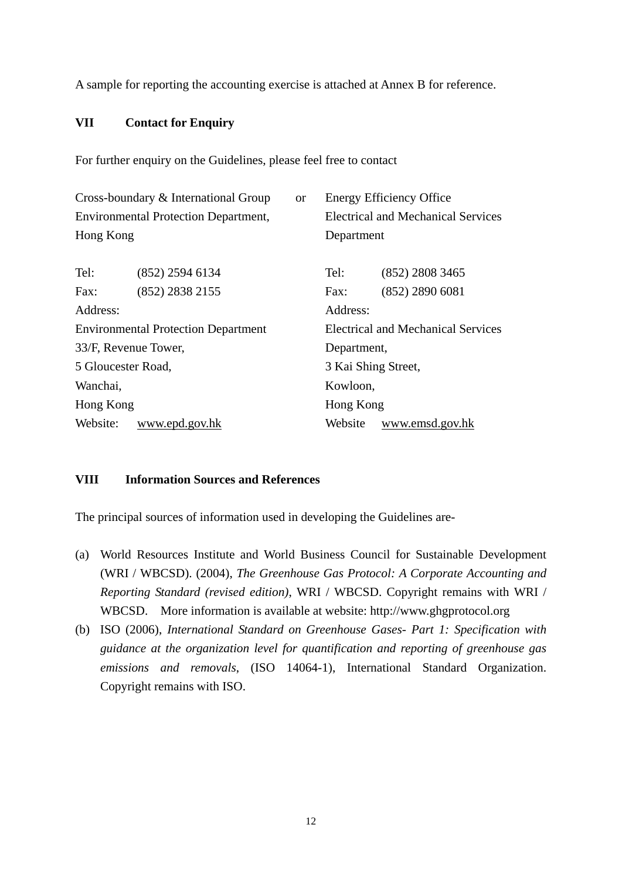A sample for reporting the accounting exercise is attached at Annex B for reference.

## VII Contact for Enquiry

For further enquiry on the Guidelines, please feel free to contact

Cross-boundary & International Group
Environmental Protection Department,
Hong Kong

Tel: (852) 2594 6134
Fax: (852) 2838 2155
Address:
Environmental Protection Department
33/F, Revenue Tower,
5 Gloucester Road,
Wanchai,
Hong Kong
Website: www.epd.gov.hk

or

Energy Efficiency Office
Electrical and Mechanical Services Department

Tel: (852) 2808 3465
Fax: (852) 2890 6081
Address:
Electrical and Mechanical Services Department,
3 Kai Shing Street,
Kowloon,
Hong Kong
Website www.emsd.gov.hk

## VIII Information Sources and References

The principal sources of information used in developing the Guidelines are-

(a) World Resources Institute and World Business Council for Sustainable Development (WRI / WBCSD). (2004), *The Greenhouse Gas Protocol: A Corporate Accounting and Reporting Standard (revised edition)*, WRI / WBCSD. Copyright remains with WRI / WBCSD. More information is available at website: http://www.ghgprotocol.org

(b) ISO (2006), *International Standard on Greenhouse Gases- Part 1: Specification with guidance at the organization level for quantification and reporting of greenhouse gas emissions and removals*, (ISO 14064-1), International Standard Organization. Copyright remains with ISO.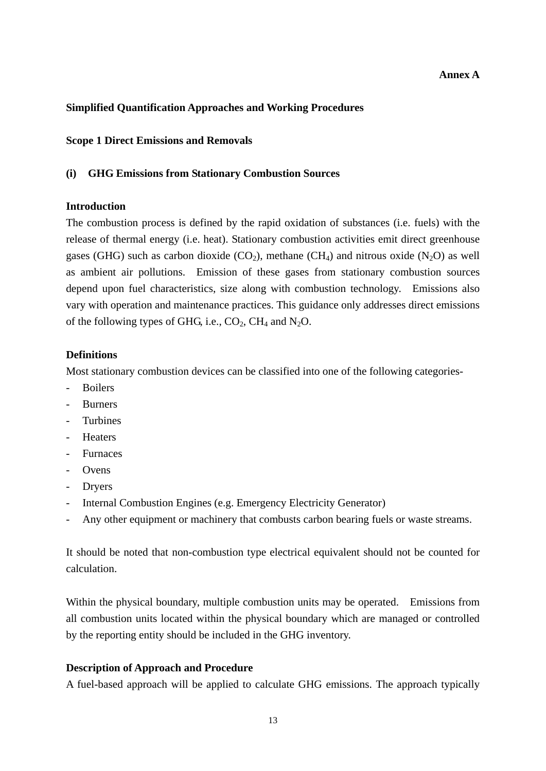**Annex A**

## Simplified Quantification Approaches and Working Procedures

### Scope 1 Direct Emissions and Removals

### (i) GHG Emissions from Stationary Combustion Sources

**Introduction**

The combustion process is defined by the rapid oxidation of substances (i.e. fuels) with the release of thermal energy (i.e. heat). Stationary combustion activities emit direct greenhouse gases (GHG) such as carbon dioxide ($CO_2$), methane ($CH_4$) and nitrous oxide ($N_2O$) as well as ambient air pollutions. Emission of these gases from stationary combustion sources depend upon fuel characteristics, size along with combustion technology. Emissions also vary with operation and maintenance practices. This guidance only addresses direct emissions of the following types of GHG, i.e., $CO_2$, $CH_4$ and $N_2O$.

**Definitions**

Most stationary combustion devices can be classified into one of the following categories-

- Boilers
- Burners
- Turbines
- Heaters
- Furnaces
- Ovens
- Dryers
- Internal Combustion Engines (e.g. Emergency Electricity Generator)
- Any other equipment or machinery that combusts carbon bearing fuels or waste streams.

It should be noted that non-combustion type electrical equivalent should not be counted for calculation.

Within the physical boundary, multiple combustion units may be operated. Emissions from all combustion units located within the physical boundary which are managed or controlled by the reporting entity should be included in the GHG inventory.

**Description of Approach and Procedure**

A fuel-based approach will be applied to calculate GHG emissions. The approach typically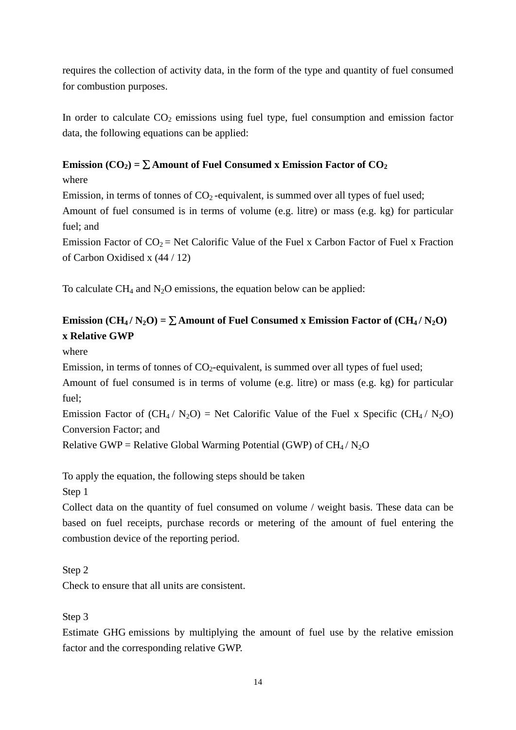requires the collection of activity data, in the form of the type and quantity of fuel consumed for combustion purposes.

In order to calculate $CO_2$ emissions using fuel type, fuel consumption and emission factor data, the following equations can be applied:

**Emission ($CO_2$) = $\sum$ Amount of Fuel Consumed x Emission Factor of $CO_2$**

where

Emission, in terms of tonnes of $CO_2$ -equivalent, is summed over all types of fuel used;

Amount of fuel consumed is in terms of volume (e.g. litre) or mass (e.g. kg) for particular fuel; and

Emission Factor of $CO_2$ = Net Calorific Value of the Fuel x Carbon Factor of Fuel x Fraction of Carbon Oxidised x (44 / 12)

To calculate $CH_4$ and $N_2O$ emissions, the equation below can be applied:

**Emission ($CH_4$ / $N_2O$) = $\sum$ Amount of Fuel Consumed x Emission Factor of ($CH_4$ / $N_2O$) x Relative GWP**

where

Emission, in terms of tonnes of $CO_2$-equivalent, is summed over all types of fuel used;

Amount of fuel consumed is in terms of volume (e.g. litre) or mass (e.g. kg) for particular fuel;

Emission Factor of ($CH_4$ / $N_2O$) = Net Calorific Value of the Fuel x Specific ($CH_4$ / $N_2O$) Conversion Factor; and

Relative GWP = Relative Global Warming Potential (GWP) of $CH_4$ / $N_2O$

To apply the equation, the following steps should be taken

Step 1

Collect data on the quantity of fuel consumed on volume / weight basis. These data can be based on fuel receipts, purchase records or metering of the amount of fuel entering the combustion device of the reporting period.

Step 2

Check to ensure that all units are consistent.

Step 3

Estimate GHG emissions by multiplying the amount of fuel use by the relative emission factor and the corresponding relative GWP.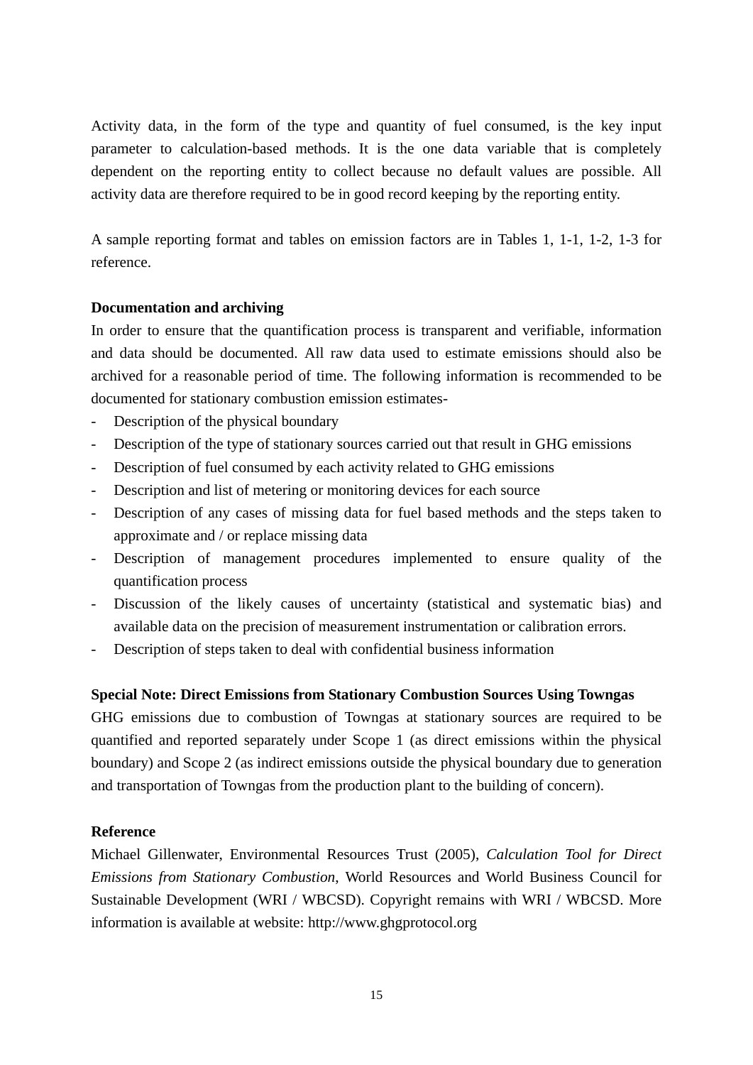Activity data, in the form of the type and quantity of fuel consumed, is the key input parameter to calculation-based methods. It is the one data variable that is completely dependent on the reporting entity to collect because no default values are possible. All activity data are therefore required to be in good record keeping by the reporting entity.

A sample reporting format and tables on emission factors are in Tables 1, 1-1, 1-2, 1-3 for reference.

**Documentation and archiving**

In order to ensure that the quantification process is transparent and verifiable, information and data should be documented. All raw data used to estimate emissions should also be archived for a reasonable period of time. The following information is recommended to be documented for stationary combustion emission estimates-

- Description of the physical boundary
- Description of the type of stationary sources carried out that result in GHG emissions
- Description of fuel consumed by each activity related to GHG emissions
- Description and list of metering or monitoring devices for each source
- Description of any cases of missing data for fuel based methods and the steps taken to approximate and / or replace missing data
- Description of management procedures implemented to ensure quality of the quantification process
- Discussion of the likely causes of uncertainty (statistical and systematic bias) and available data on the precision of measurement instrumentation or calibration errors.
- Description of steps taken to deal with confidential business information

**Special Note: Direct Emissions from Stationary Combustion Sources Using Towngas**

GHG emissions due to combustion of Towngas at stationary sources are required to be quantified and reported separately under Scope 1 (as direct emissions within the physical boundary) and Scope 2 (as indirect emissions outside the physical boundary due to generation and transportation of Towngas from the production plant to the building of concern).

**Reference**

Michael Gillenwater, Environmental Resources Trust (2005), *Calculation Tool for Direct Emissions from Stationary Combustion*, World Resources and World Business Council for Sustainable Development (WRI / WBCSD). Copyright remains with WRI / WBCSD. More information is available at website: http://www.ghgprotocol.org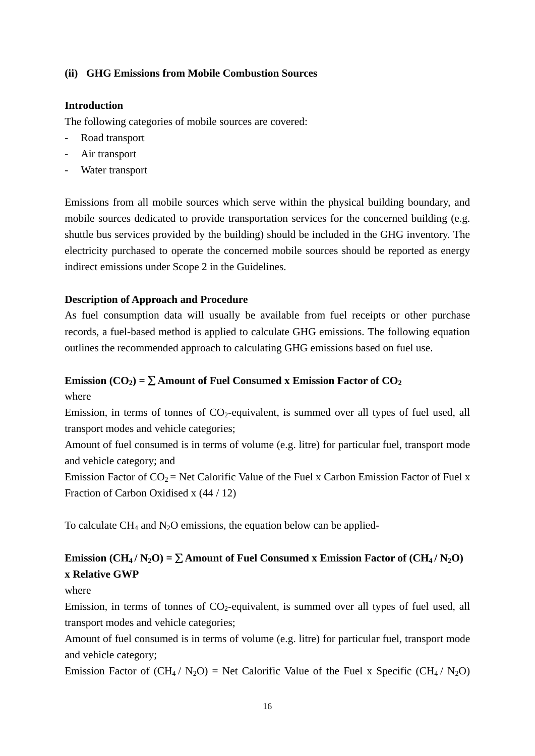**(ii) GHG Emissions from Mobile Combustion Sources**

**Introduction**

The following categories of mobile sources are covered:

- Road transport
- Air transport
- Water transport

Emissions from all mobile sources which serve within the physical building boundary, and mobile sources dedicated to provide transportation services for the concerned building (e.g. shuttle bus services provided by the building) should be included in the GHG inventory. The electricity purchased to operate the concerned mobile sources should be reported as energy indirect emissions under Scope 2 in the Guidelines.

**Description of Approach and Procedure**

As fuel consumption data will usually be available from fuel receipts or other purchase records, a fuel-based method is applied to calculate GHG emissions. The following equation outlines the recommended approach to calculating GHG emissions based on fuel use.

**Emission ($CO_2$) = $\sum$ Amount of Fuel Consumed x Emission Factor of $CO_2$**

where

Emission, in terms of tonnes of $CO_2$-equivalent, is summed over all types of fuel used, all transport modes and vehicle categories;

Amount of fuel consumed is in terms of volume (e.g. litre) for particular fuel, transport mode and vehicle category; and

Emission Factor of $CO_2$ = Net Calorific Value of the Fuel x Carbon Emission Factor of Fuel x Fraction of Carbon Oxidised x (44 / 12)

To calculate $CH_4$ and $N_2O$ emissions, the equation below can be applied-

**Emission ($CH_4$ / $N_2O$) = $\sum$ Amount of Fuel Consumed x Emission Factor of ($CH_4$ / $N_2O$) x Relative GWP**

where

Emission, in terms of tonnes of $CO_2$-equivalent, is summed over all types of fuel used, all transport modes and vehicle categories;

Amount of fuel consumed is in terms of volume (e.g. litre) for particular fuel, transport mode and vehicle category;

Emission Factor of ($CH_4$ / $N_2O$) = Net Calorific Value of the Fuel x Specific ($CH_4$ / $N_2O$)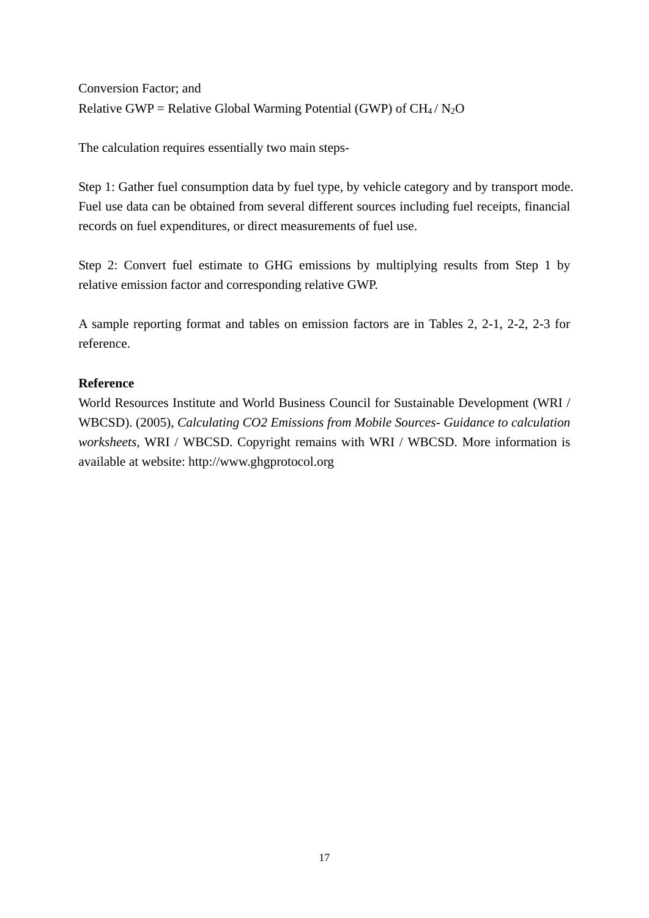Conversion Factor; and

Relative GWP = Relative Global Warming Potential (GWP) of $CH_4$ / $N_2O$

The calculation requires essentially two main steps-

Step 1: Gather fuel consumption data by fuel type, by vehicle category and by transport mode. Fuel use data can be obtained from several different sources including fuel receipts, financial records on fuel expenditures, or direct measurements of fuel use.

Step 2: Convert fuel estimate to GHG emissions by multiplying results from Step 1 by relative emission factor and corresponding relative GWP.

A sample reporting format and tables on emission factors are in Tables 2, 2-1, 2-2, 2-3 for reference.

**Reference**

World Resources Institute and World Business Council for Sustainable Development (WRI / WBCSD). (2005), *Calculating CO2 Emissions from Mobile Sources- Guidance to calculation worksheets,* WRI / WBCSD. Copyright remains with WRI / WBCSD. More information is available at website: http://www.ghgprotocol.org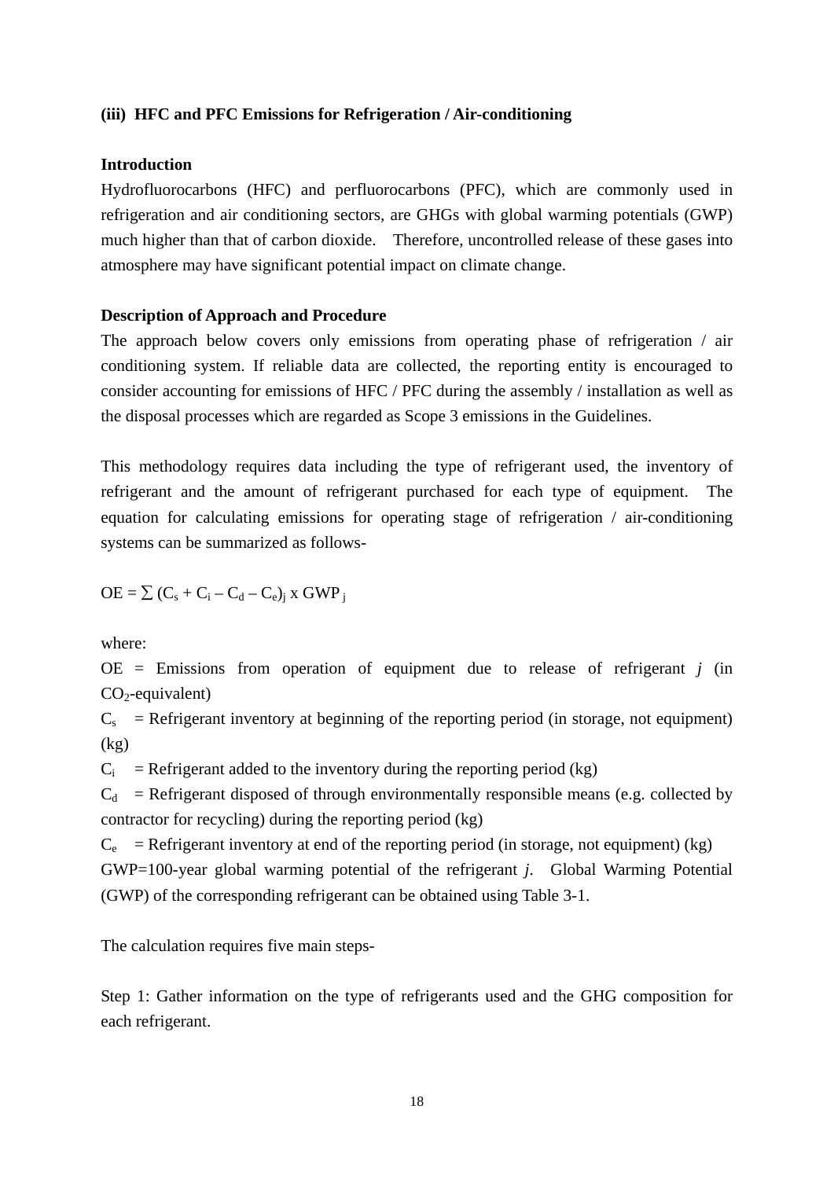**(iii) HFC and PFC Emissions for Refrigeration / Air-conditioning**

**Introduction**

Hydrofluorocarbons (HFC) and perfluorocarbons (PFC), which are commonly used in refrigeration and air conditioning sectors, are GHGs with global warming potentials (GWP) much higher than that of carbon dioxide. Therefore, uncontrolled release of these gases into atmosphere may have significant potential impact on climate change.

**Description of Approach and Procedure**

The approach below covers only emissions from operating phase of refrigeration / air conditioning system. If reliable data are collected, the reporting entity is encouraged to consider accounting for emissions of HFC / PFC during the assembly / installation as well as the disposal processes which are regarded as Scope 3 emissions in the Guidelines.

This methodology requires data including the type of refrigerant used, the inventory of refrigerant and the amount of refrigerant purchased for each type of equipment. The equation for calculating emissions for operating stage of refrigeration / air-conditioning systems can be summarized as follows-

$$OE = \sum (C_s + C_i - C_d - C_e)_j \times GWP_j$$

where:

OE = Emissions from operation of equipment due to release of refrigerant *j* (in $CO_2$-equivalent)

$C_s$ = Refrigerant inventory at beginning of the reporting period (in storage, not equipment) (kg)

$C_i$ = Refrigerant added to the inventory during the reporting period (kg)

$C_d$ = Refrigerant disposed of through environmentally responsible means (e.g. collected by contractor for recycling) during the reporting period (kg)

$C_e$ = Refrigerant inventory at end of the reporting period (in storage, not equipment) (kg)

GWP=100-year global warming potential of the refrigerant *j*. Global Warming Potential (GWP) of the corresponding refrigerant can be obtained using Table 3-1.

The calculation requires five main steps-

Step 1: Gather information on the type of refrigerants used and the GHG composition for each refrigerant.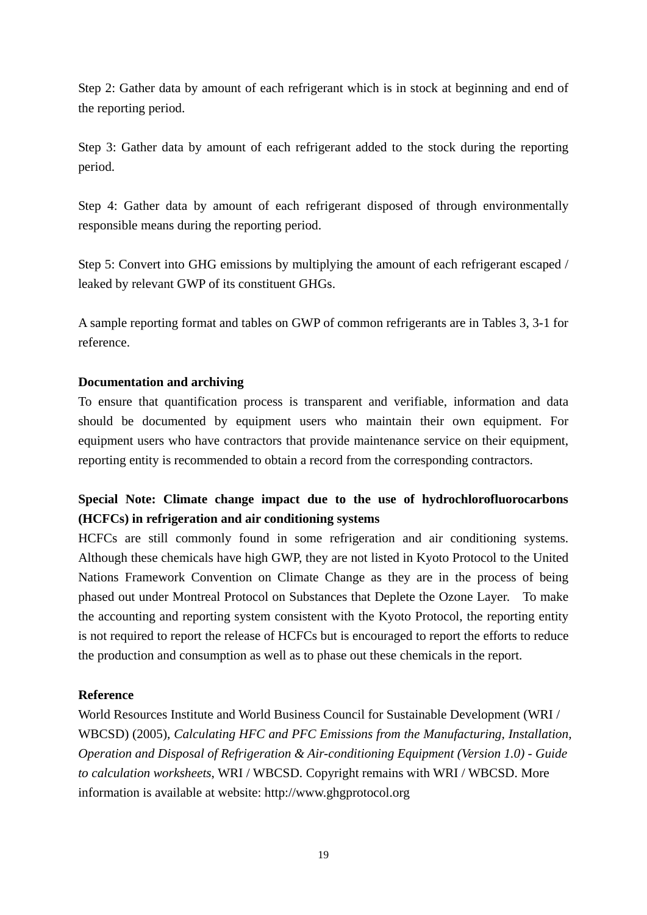Step 2: Gather data by amount of each refrigerant which is in stock at beginning and end of the reporting period.

Step 3: Gather data by amount of each refrigerant added to the stock during the reporting period.

Step 4: Gather data by amount of each refrigerant disposed of through environmentally responsible means during the reporting period.

Step 5: Convert into GHG emissions by multiplying the amount of each refrigerant escaped / leaked by relevant GWP of its constituent GHGs.

A sample reporting format and tables on GWP of common refrigerants are in Tables 3, 3-1 for reference.

**Documentation and archiving**

To ensure that quantification process is transparent and verifiable, information and data should be documented by equipment users who maintain their own equipment. For equipment users who have contractors that provide maintenance service on their equipment, reporting entity is recommended to obtain a record from the corresponding contractors.

**Special Note: Climate change impact due to the use of hydrochlorofluorocarbons (HCFCs) in refrigeration and air conditioning systems**

HCFCs are still commonly found in some refrigeration and air conditioning systems. Although these chemicals have high GWP, they are not listed in Kyoto Protocol to the United Nations Framework Convention on Climate Change as they are in the process of being phased out under Montreal Protocol on Substances that Deplete the Ozone Layer. To make the accounting and reporting system consistent with the Kyoto Protocol, the reporting entity is not required to report the release of HCFCs but is encouraged to report the efforts to reduce the production and consumption as well as to phase out these chemicals in the report.

**Reference**

World Resources Institute and World Business Council for Sustainable Development (WRI / WBCSD) (2005), *Calculating HFC and PFC Emissions from the Manufacturing, Installation, Operation and Disposal of Refrigeration & Air-conditioning Equipment (Version 1.0) - Guide to calculation worksheets*, WRI / WBCSD. Copyright remains with WRI / WBCSD. More information is available at website: http://www.ghgprotocol.org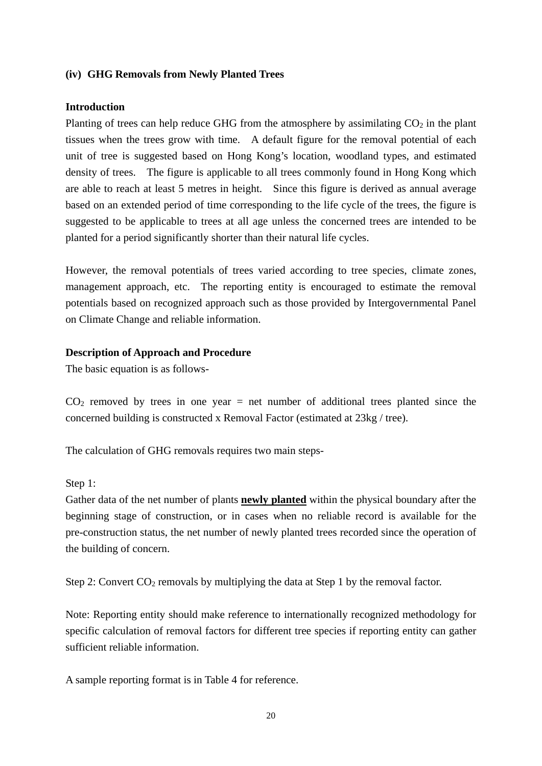### (iv) GHG Removals from Newly Planted Trees

**Introduction**

Planting of trees can help reduce GHG from the atmosphere by assimilating $CO_2$ in the plant tissues when the trees grow with time. A default figure for the removal potential of each unit of tree is suggested based on Hong Kong's location, woodland types, and estimated density of trees. The figure is applicable to all trees commonly found in Hong Kong which are able to reach at least 5 metres in height. Since this figure is derived as annual average based on an extended period of time corresponding to the life cycle of the trees, the figure is suggested to be applicable to trees at all age unless the concerned trees are intended to be planted for a period significantly shorter than their natural life cycles.

However, the removal potentials of trees varied according to tree species, climate zones, management approach, etc. The reporting entity is encouraged to estimate the removal potentials based on recognized approach such as those provided by Intergovernmental Panel on Climate Change and reliable information.

**Description of Approach and Procedure**

The basic equation is as follows-

$CO_2$ removed by trees in one year = net number of additional trees planted since the concerned building is constructed x Removal Factor (estimated at 23kg / tree).

The calculation of GHG removals requires two main steps-

Step 1:
Gather data of the net number of plants **newly planted** within the physical boundary after the beginning stage of construction, or in cases when no reliable record is available for the pre-construction status, the net number of newly planted trees recorded since the operation of the building of concern.

Step 2: Convert $CO_2$ removals by multiplying the data at Step 1 by the removal factor.

Note: Reporting entity should make reference to internationally recognized methodology for specific calculation of removal factors for different tree species if reporting entity can gather sufficient reliable information.

A sample reporting format is in Table 4 for reference.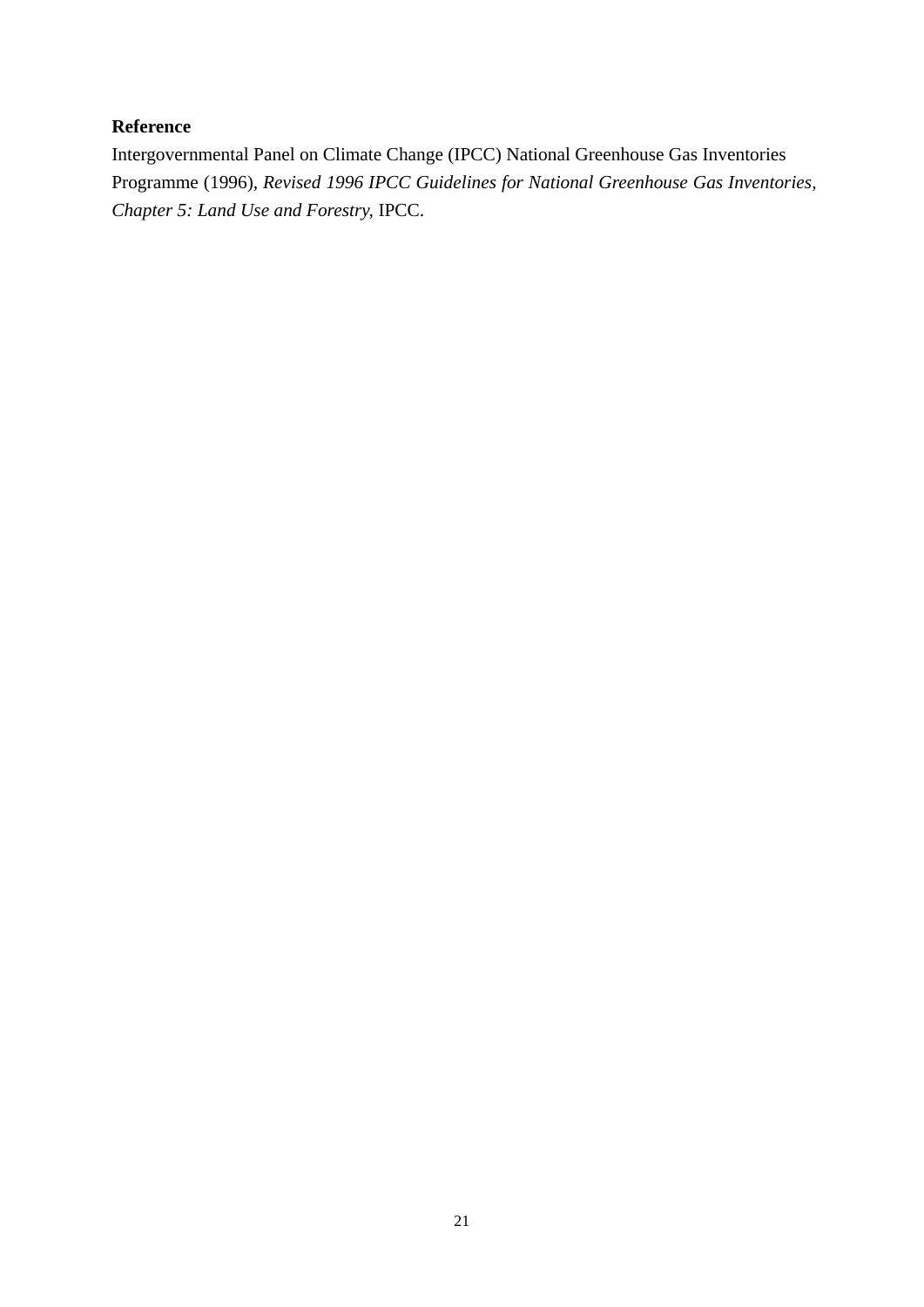**Reference**

Intergovernmental Panel on Climate Change (IPCC) National Greenhouse Gas Inventories Programme (1996), *Revised 1996 IPCC Guidelines for National Greenhouse Gas Inventories, Chapter 5: Land Use and Forestry*, IPCC.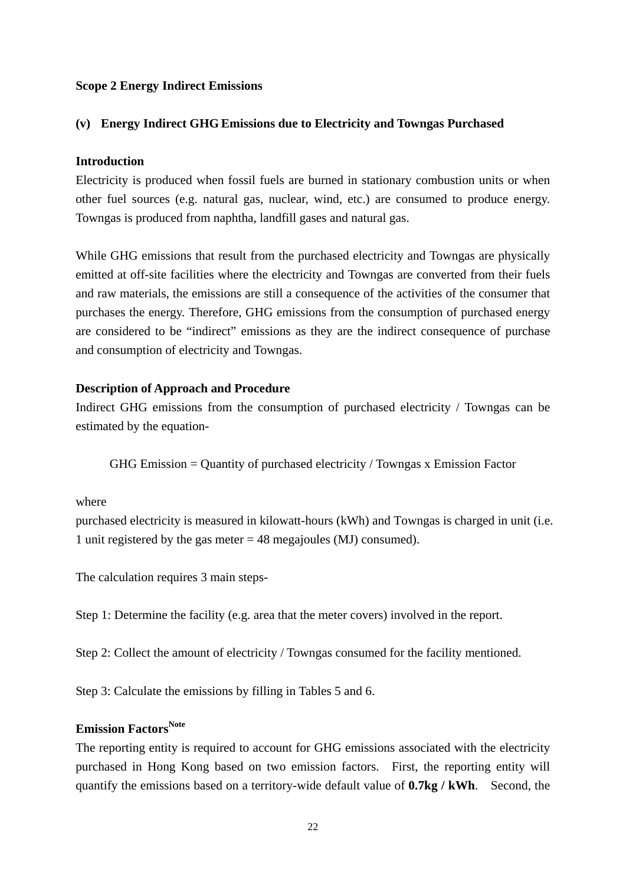**Scope 2 Energy Indirect Emissions**

**(v) Energy Indirect GHG Emissions due to Electricity and Towngas Purchased**

**Introduction**

Electricity is produced when fossil fuels are burned in stationary combustion units or when other fuel sources (e.g. natural gas, nuclear, wind, etc.) are consumed to produce energy. Towngas is produced from naphtha, landfill gases and natural gas.

While GHG emissions that result from the purchased electricity and Towngas are physically emitted at off-site facilities where the electricity and Towngas are converted from their fuels and raw materials, the emissions are still a consequence of the activities of the consumer that purchases the energy. Therefore, GHG emissions from the consumption of purchased energy are considered to be "indirect" emissions as they are the indirect consequence of purchase and consumption of electricity and Towngas.

**Description of Approach and Procedure**

Indirect GHG emissions from the consumption of purchased electricity / Towngas can be estimated by the equation-

GHG Emission = Quantity of purchased electricity / Towngas x Emission Factor

where

purchased electricity is measured in kilowatt-hours (kWh) and Towngas is charged in unit (i.e. 1 unit registered by the gas meter = 48 megajoules (MJ) consumed).

The calculation requires 3 main steps-

Step 1: Determine the facility (e.g. area that the meter covers) involved in the report.

Step 2: Collect the amount of electricity / Towngas consumed for the facility mentioned.

Step 3: Calculate the emissions by filling in Tables 5 and 6.

**Emission Factors**[Note]

The reporting entity is required to account for GHG emissions associated with the electricity purchased in Hong Kong based on two emission factors. First, the reporting entity will quantify the emissions based on a territory-wide default value of **0.7kg / kWh**. Second, the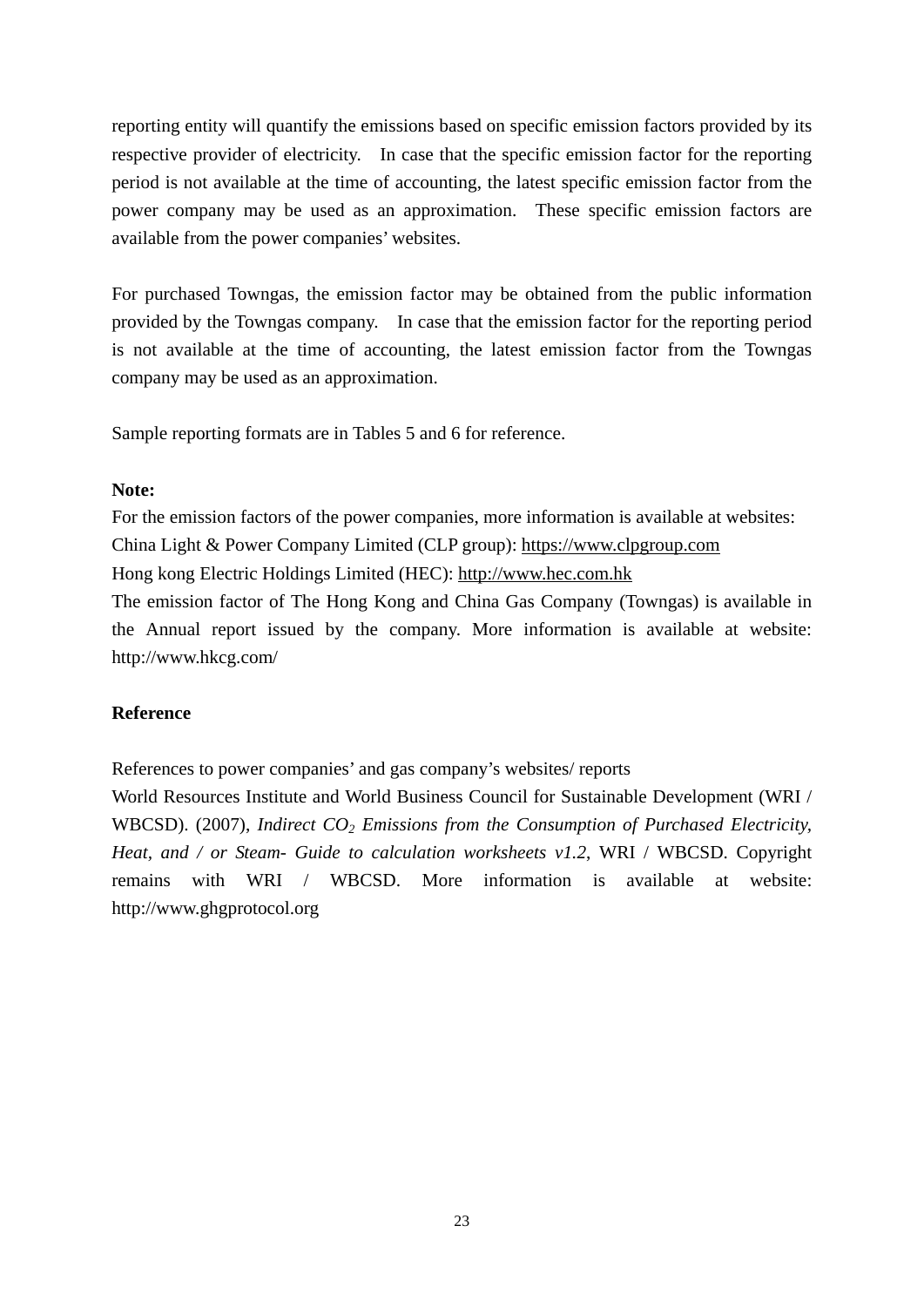reporting entity will quantify the emissions based on specific emission factors provided by its respective provider of electricity. In case that the specific emission factor for the reporting period is not available at the time of accounting, the latest specific emission factor from the power company may be used as an approximation. These specific emission factors are available from the power companies' websites.

For purchased Towngas, the emission factor may be obtained from the public information provided by the Towngas company. In case that the emission factor for the reporting period is not available at the time of accounting, the latest emission factor from the Towngas company may be used as an approximation.

Sample reporting formats are in Tables 5 and 6 for reference.

**Note:**

For the emission factors of the power companies, more information is available at websites:
China Light & Power Company Limited (CLP group): https://www.clpgroup.com
Hong kong Electric Holdings Limited (HEC): http://www.hec.com.hk
The emission factor of The Hong Kong and China Gas Company (Towngas) is available in the Annual report issued by the company. More information is available at website: http://www.hkcg.com/

**Reference**

References to power companies' and gas company's websites/ reports
World Resources Institute and World Business Council for Sustainable Development (WRI / WBCSD). (2007), *Indirect $CO_2$ Emissions from the Consumption of Purchased Electricity, Heat, and / or Steam- Guide to calculation worksheets v1.2*, WRI / WBCSD. Copyright remains with WRI / WBCSD. More information is available at website: http://www.ghgprotocol.org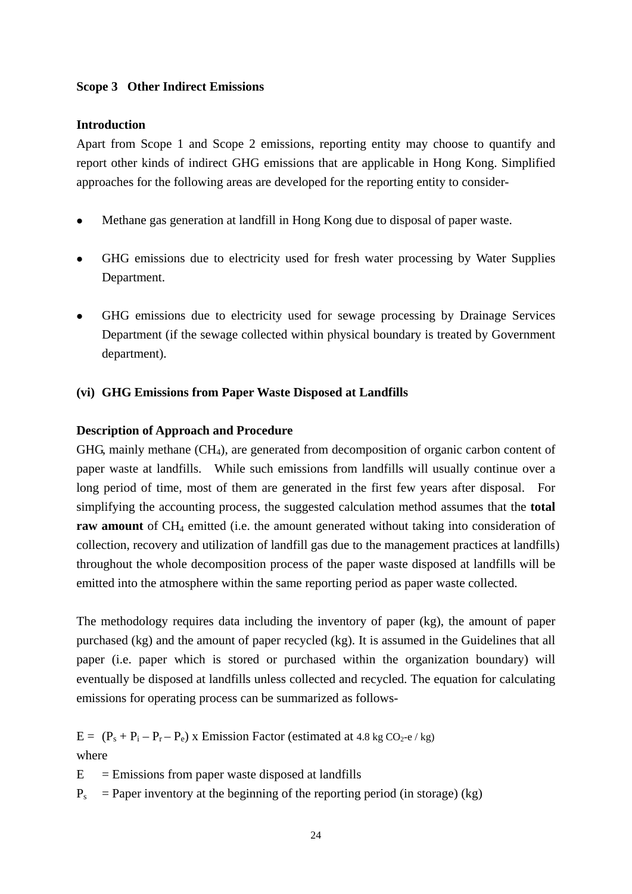**Scope 3   Other Indirect Emissions**

**Introduction**

Apart from Scope 1 and Scope 2 emissions, reporting entity may choose to quantify and report other kinds of indirect GHG emissions that are applicable in Hong Kong. Simplified approaches for the following areas are developed for the reporting entity to consider-

- Methane gas generation at landfill in Hong Kong due to disposal of paper waste.
- GHG emissions due to electricity used for fresh water processing by Water Supplies Department.
- GHG emissions due to electricity used for sewage processing by Drainage Services Department (if the sewage collected within physical boundary is treated by Government department).

**(vi)  GHG Emissions from Paper Waste Disposed at Landfills**

**Description of Approach and Procedure**

GHG, mainly methane ($CH_4$), are generated from decomposition of organic carbon content of paper waste at landfills.   While such emissions from landfills will usually continue over a long period of time, most of them are generated in the first few years after disposal.   For simplifying the accounting process, the suggested calculation method assumes that the **total raw amount** of $CH_4$ emitted (i.e. the amount generated without taking into consideration of collection, recovery and utilization of landfill gas due to the management practices at landfills) throughout the whole decomposition process of the paper waste disposed at landfills will be emitted into the atmosphere within the same reporting period as paper waste collected.

The methodology requires data including the inventory of paper (kg), the amount of paper purchased (kg) and the amount of paper recycled (kg). It is assumed in the Guidelines that all paper (i.e. paper which is stored or purchased within the organization boundary) will eventually be disposed at landfills unless collected and recycled. The equation for calculating emissions for operating process can be summarized as follows-

$E = (P_s + P_i - P_r - P_e)$ x Emission Factor (estimated at 4.8 kg $CO_2$-e / kg)

where

E     = Emissions from paper waste disposed at landfills

$P_s$    = Paper inventory at the beginning of the reporting period (in storage) (kg)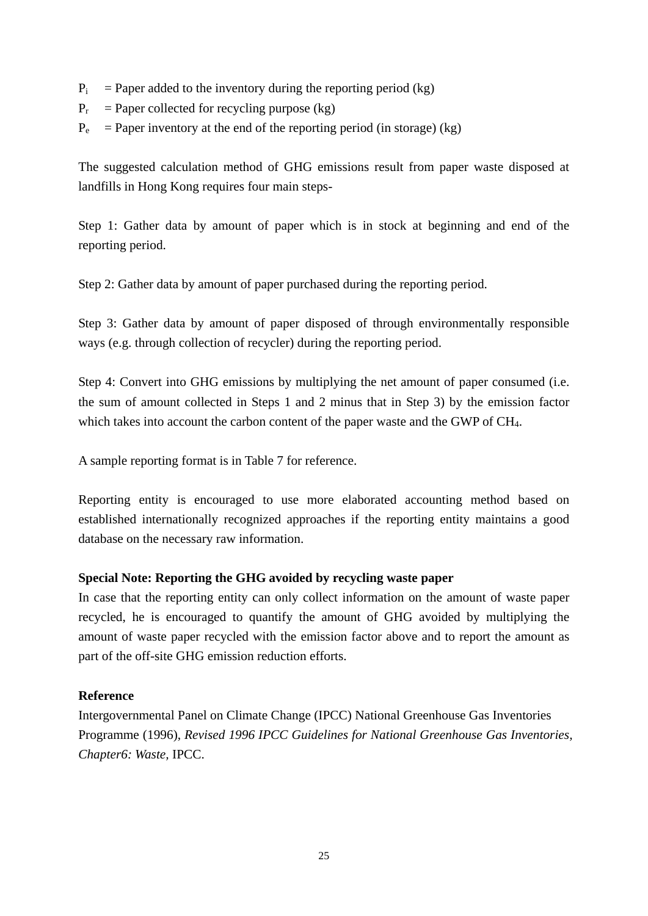$P_i$ = Paper added to the inventory during the reporting period (kg)

$P_r$ = Paper collected for recycling purpose (kg)

$P_e$ = Paper inventory at the end of the reporting period (in storage) (kg)

The suggested calculation method of GHG emissions result from paper waste disposed at landfills in Hong Kong requires four main steps-

Step 1: Gather data by amount of paper which is in stock at beginning and end of the reporting period.

Step 2: Gather data by amount of paper purchased during the reporting period.

Step 3: Gather data by amount of paper disposed of through environmentally responsible ways (e.g. through collection of recycler) during the reporting period.

Step 4: Convert into GHG emissions by multiplying the net amount of paper consumed (i.e. the sum of amount collected in Steps 1 and 2 minus that in Step 3) by the emission factor which takes into account the carbon content of the paper waste and the GWP of $CH_4$.

A sample reporting format is in Table 7 for reference.

Reporting entity is encouraged to use more elaborated accounting method based on established internationally recognized approaches if the reporting entity maintains a good database on the necessary raw information.

**Special Note: Reporting the GHG avoided by recycling waste paper**

In case that the reporting entity can only collect information on the amount of waste paper recycled, he is encouraged to quantify the amount of GHG avoided by multiplying the amount of waste paper recycled with the emission factor above and to report the amount as part of the off-site GHG emission reduction efforts.

**Reference**

Intergovernmental Panel on Climate Change (IPCC) National Greenhouse Gas Inventories Programme (1996), *Revised 1996 IPCC Guidelines for National Greenhouse Gas Inventories, Chapter6: Waste*, IPCC.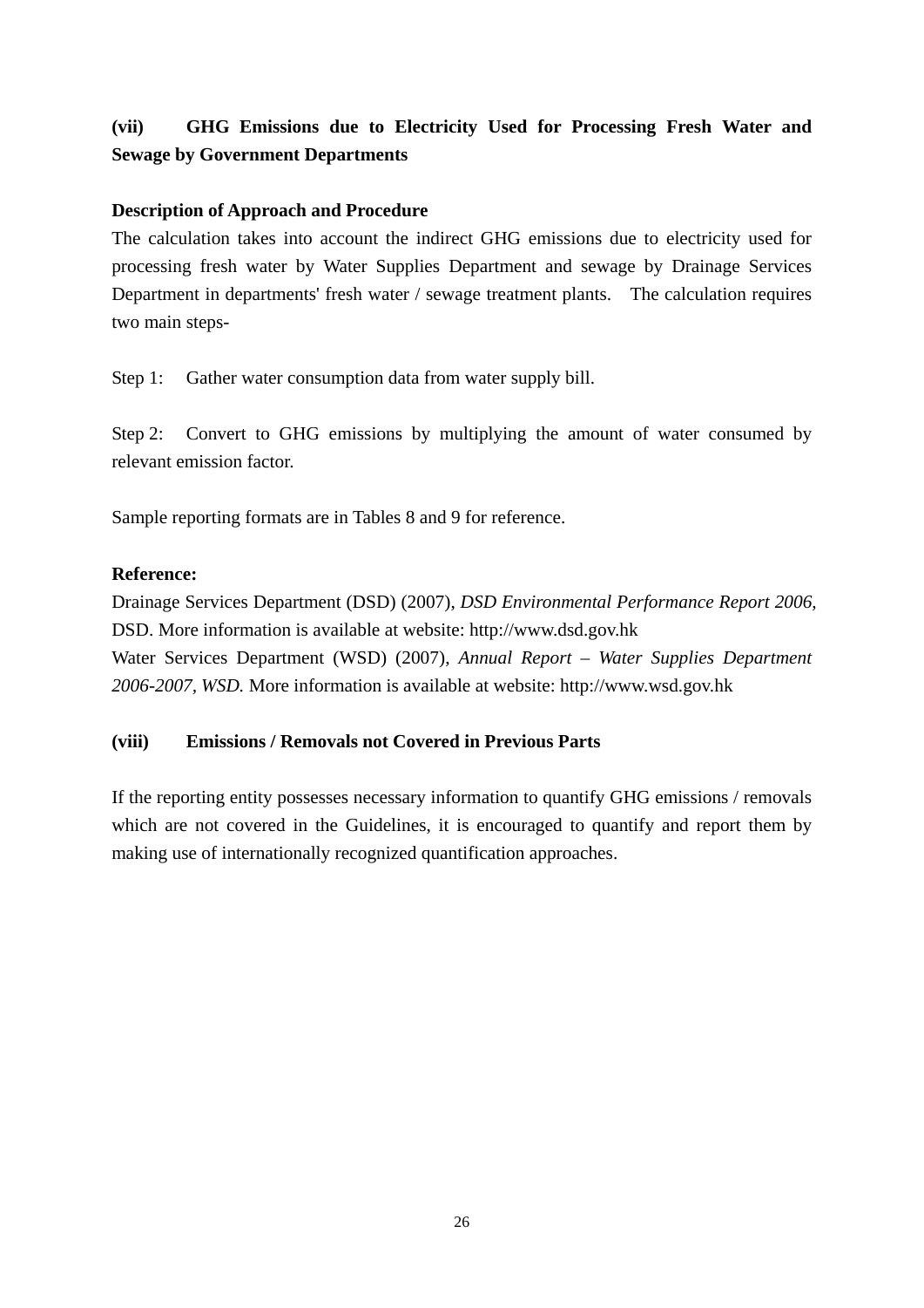**(vii) GHG Emissions due to Electricity Used for Processing Fresh Water and Sewage by Government Departments**

**Description of Approach and Procedure**

The calculation takes into account the indirect GHG emissions due to electricity used for processing fresh water by Water Supplies Department and sewage by Drainage Services Department in departments' fresh water / sewage treatment plants. The calculation requires two main steps-

Step 1: Gather water consumption data from water supply bill.

Step 2: Convert to GHG emissions by multiplying the amount of water consumed by relevant emission factor.

Sample reporting formats are in Tables 8 and 9 for reference.

**Reference:**

Drainage Services Department (DSD) (2007), *DSD Environmental Performance Report 2006*, DSD. More information is available at website: http://www.dsd.gov.hk

Water Services Department (WSD) (2007), *Annual Report – Water Supplies Department 2006-2007, WSD.* More information is available at website: http://www.wsd.gov.hk

**(viii) Emissions / Removals not Covered in Previous Parts**

If the reporting entity possesses necessary information to quantify GHG emissions / removals which are not covered in the Guidelines, it is encouraged to quantify and report them by making use of internationally recognized quantification approaches.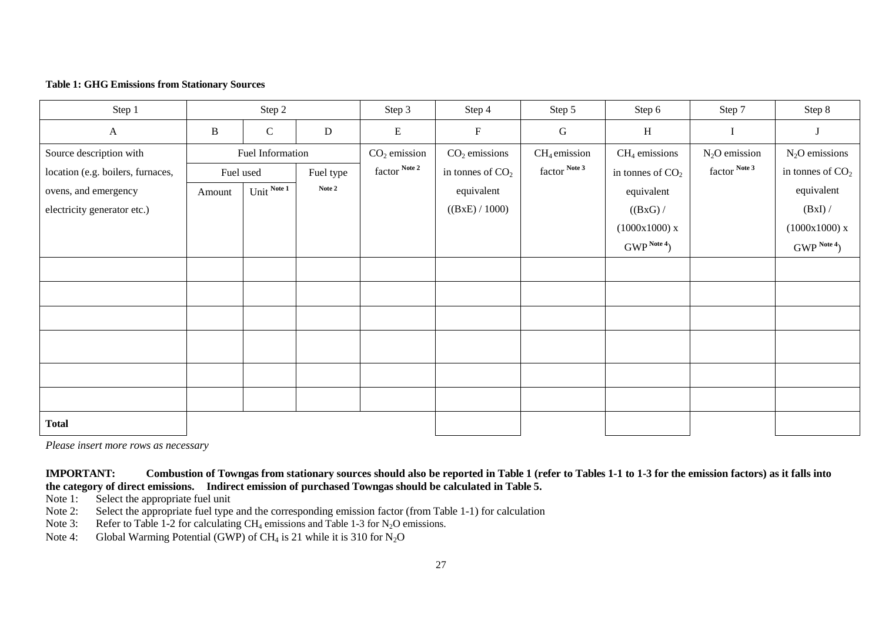**Table 1: GHG Emissions from Stationary Sources**

| Step 1 | Step 2 | | | Step 3 | Step 4 | Step 5 | Step 6 | Step 7 | Step 8 |
|---|---|---|---|---|---|---|---|---|---|
| A | B | C | D | E | F | G | H | I | J |
| Source description with location (e.g. boilers, furnaces, ovens, and emergency electricity generator etc.) | Fuel Information | | | $CO_2$ emission factor [Note 2] | $CO_2$ emissions in tonnes of $CO_2$ equivalent ((BxE) / 1000) | $CH_4$ emission factor [Note 3] | $CH_4$ emissions in tonnes of $CO_2$ equivalent ((BxG) / (1000x1000) x GWP [Note 4]) | $N_2O$ emission factor [Note 3] | $N_2O$ emissions in tonnes of $CO_2$ equivalent (BxI) / (1000x1000) x GWP [Note 4]) |
| | Fuel used | | Fuel type [Note 2] | | | | | | |
| | Amount | Unit [Note 1] | | | | | | | |
| | | | | | | | | | |
| | | | | | | | | | |
| | | | | | | | | | |
| | | | | | | | | | |
| | | | | | | | | | |
| | | | | | | | | | |
| **Total** | | | | | | | | | |

*Please insert more rows as necessary*

**IMPORTANT: Combustion of Towngas from stationary sources should also be reported in Table 1 (refer to Tables 1-1 to 1-3 for the emission factors) as it falls into the category of direct emissions. Indirect emission of purchased Towngas should be calculated in Table 5.**

Note 1: Select the appropriate fuel unit

Note 2: Select the appropriate fuel type and the corresponding emission factor (from Table 1-1) for calculation

Note 3: Refer to Table 1-2 for calculating $CH_4$ emissions and Table 1-3 for $N_2O$ emissions.

Note 4: Global Warming Potential (GWP) of $CH_4$ is 21 while it is 310 for $N_2O$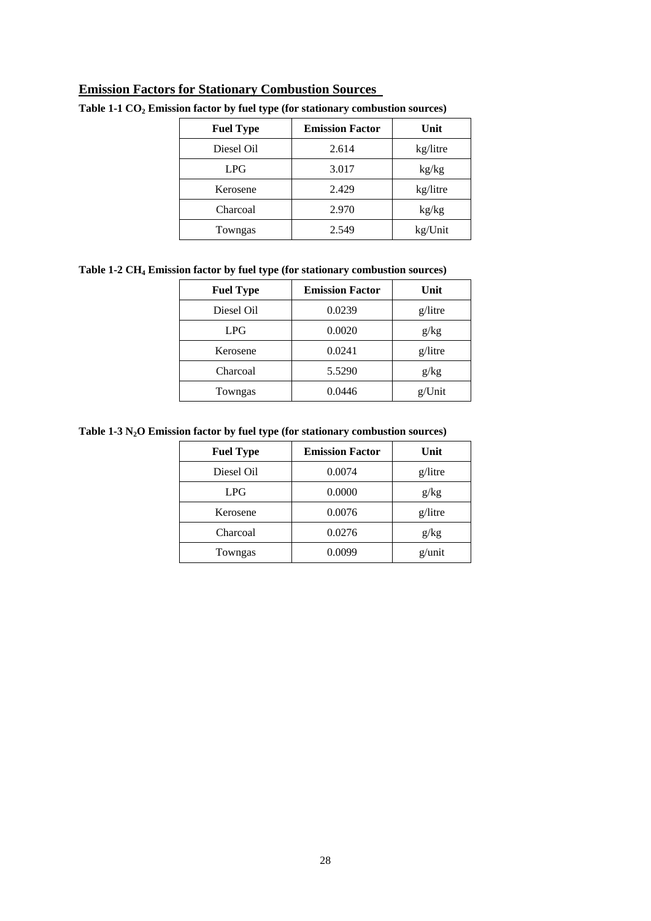## Emission Factors for Stationary Combustion Sources

**Table 1-1 $CO_2$ Emission factor by fuel type (for stationary combustion sources)**

| Fuel Type | Emission Factor | Unit |
|---|---|---|
| Diesel Oil | 2.614 | kg/litre |
| LPG | 3.017 | kg/kg |
| Kerosene | 2.429 | kg/litre |
| Charcoal | 2.970 | kg/kg |
| Towngas | 2.549 | kg/Unit |

**Table 1-2 $CH_4$ Emission factor by fuel type (for stationary combustion sources)**

| Fuel Type | Emission Factor | Unit |
|---|---|---|
| Diesel Oil | 0.0239 | g/litre |
| LPG | 0.0020 | g/kg |
| Kerosene | 0.0241 | g/litre |
| Charcoal | 5.5290 | g/kg |
| Towngas | 0.0446 | g/Unit |

**Table 1-3 $N_2O$ Emission factor by fuel type (for stationary combustion sources)**

| Fuel Type | Emission Factor | Unit |
|---|---|---|
| Diesel Oil | 0.0074 | g/litre |
| LPG | 0.0000 | g/kg |
| Kerosene | 0.0076 | g/litre |
| Charcoal | 0.0276 | g/kg |
| Towngas | 0.0099 | g/unit |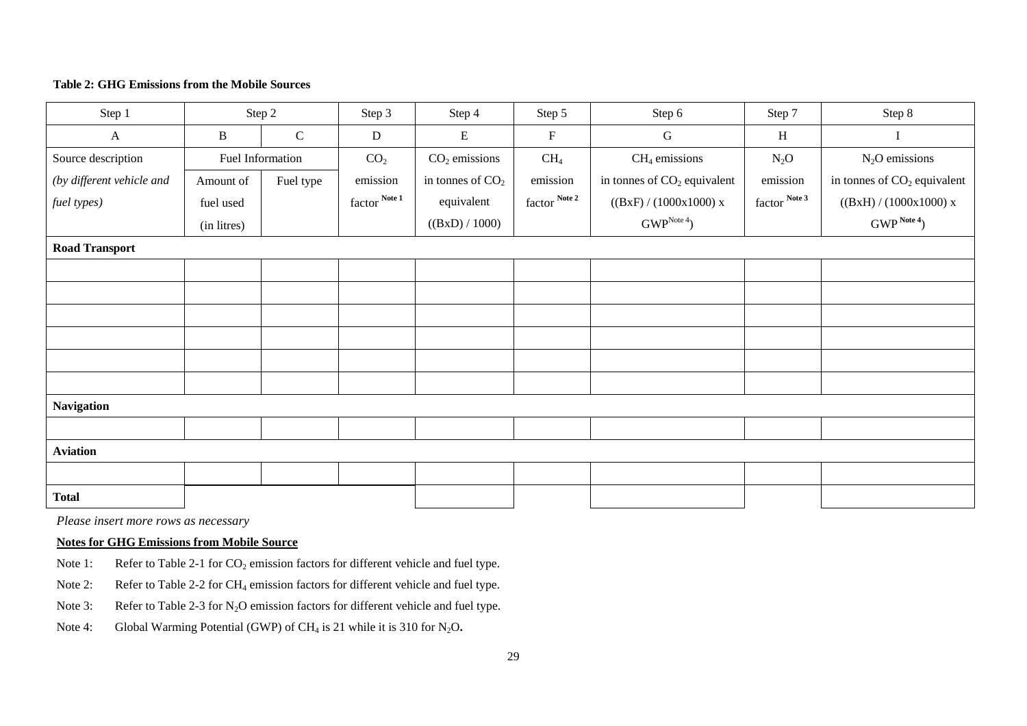**Table 2: GHG Emissions from the Mobile Sources**

| Step 1 | Step 2 | | Step 3 | Step 4 | Step 5 | Step 6 | Step 7 | Step 8 |
|---|---|---|---|---|---|---|---|---|
| A | B | C | D | E | F | G | H | I |
| Source description *(by different vehicle and fuel types)* | Fuel Information | | $CO_2$ emission factor Note 1 | $CO_2$ emissions in tonnes of $CO_2$ equivalent ((BxD) / 1000) | $CH_4$ emission factor Note 2 | $CH_4$ emissions in tonnes of $CO_2$ equivalent ((BxF) / (1000x1000) x GWP Note 4) | $N_2O$ emission factor Note 3 | $N_2O$ emissions in tonnes of $CO_2$ equivalent ((BxH) / (1000x1000) x GWP Note 4) |
| | Amount of fuel used (in litres) | Fuel type | | | | | | |
| **Road Transport** | | | | | | | | |
| | | | | | | | | |
| | | | | | | | | |
| | | | | | | | | |
| | | | | | | | | |
| | | | | | | | | |
| | | | | | | | | |
| **Navigation** | | | | | | | | |
| | | | | | | | | |
| **Aviation** | | | | | | | | |
| | | | | | | | | |
| **Total** | | | | | | | | |

*Please insert more rows as necessary*

**Notes for GHG Emissions from Mobile Source**

Note 1: Refer to Table 2-1 for $CO_2$ emission factors for different vehicle and fuel type.

Note 2: Refer to Table 2-2 for $CH_4$ emission factors for different vehicle and fuel type.

Note 3: Refer to Table 2-3 for $N_2O$ emission factors for different vehicle and fuel type.

Note 4: Global Warming Potential (GWP) of $CH_4$ is 21 while it is 310 for $N_2O$.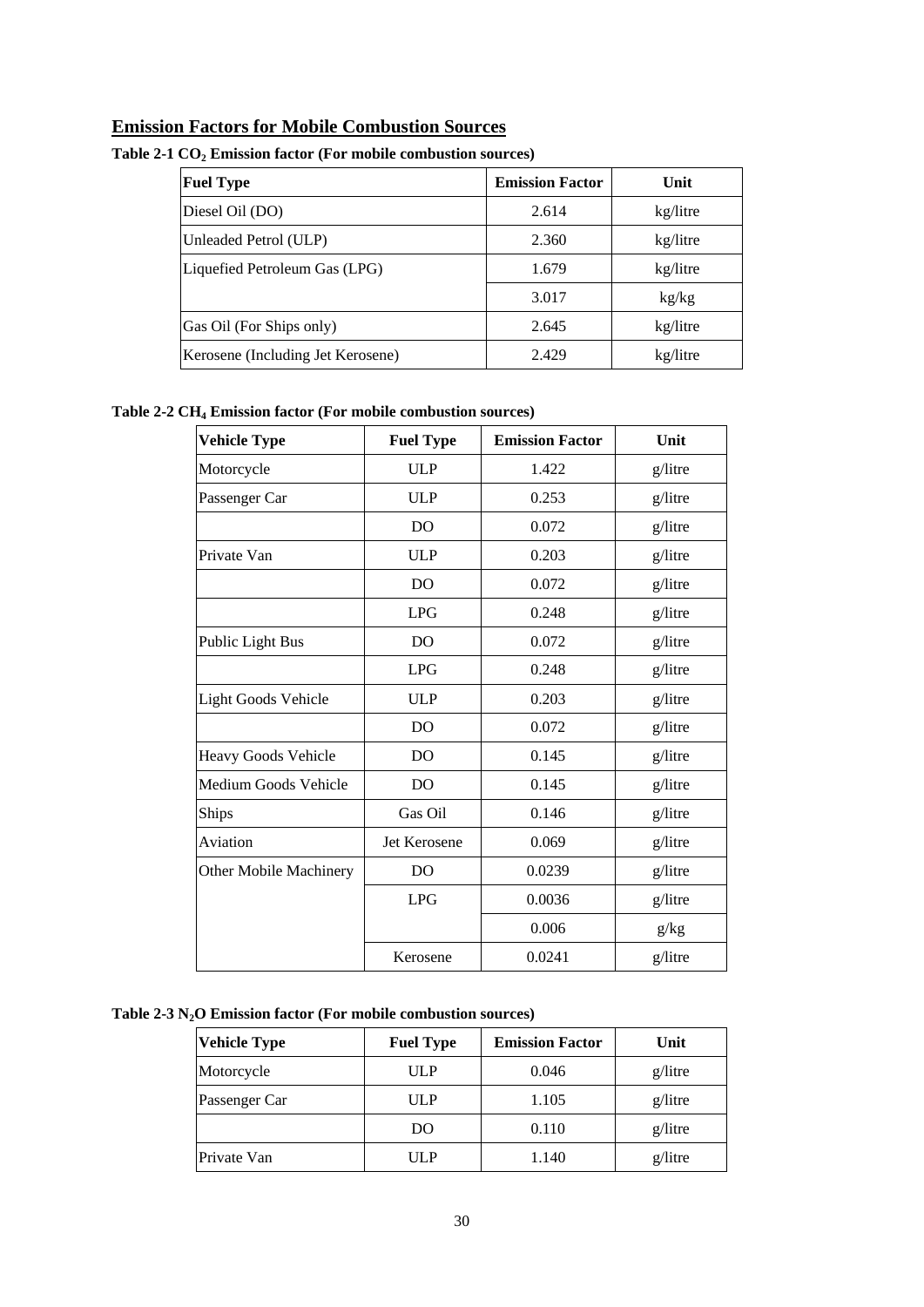## Emission Factors for Mobile Combustion Sources

**Table 2-1 $CO_2$ Emission factor (For mobile combustion sources)**

| Fuel Type | Emission Factor | Unit |
|---|---|---|
| Diesel Oil (DO) | 2.614 | kg/litre |
| Unleaded Petrol (ULP) | 2.360 | kg/litre |
| Liquefied Petroleum Gas (LPG) | 1.679 | kg/litre |
| | 3.017 | kg/kg |
| Gas Oil (For Ships only) | 2.645 | kg/litre |
| Kerosene (Including Jet Kerosene) | 2.429 | kg/litre |

**Table 2-2 $CH_4$ Emission factor (For mobile combustion sources)**

| Vehicle Type | Fuel Type | Emission Factor | Unit |
|---|---|---|---|
| Motorcycle | ULP | 1.422 | g/litre |
| Passenger Car | ULP | 0.253 | g/litre |
| | DO | 0.072 | g/litre |
| Private Van | ULP | 0.203 | g/litre |
| | DO | 0.072 | g/litre |
| | LPG | 0.248 | g/litre |
| Public Light Bus | DO | 0.072 | g/litre |
| | LPG | 0.248 | g/litre |
| Light Goods Vehicle | ULP | 0.203 | g/litre |
| | DO | 0.072 | g/litre |
| Heavy Goods Vehicle | DO | 0.145 | g/litre |
| Medium Goods Vehicle | DO | 0.145 | g/litre |
| Ships | Gas Oil | 0.146 | g/litre |
| Aviation | Jet Kerosene | 0.069 | g/litre |
| Other Mobile Machinery | DO | 0.0239 | g/litre |
| | LPG | 0.0036 | g/litre |
| | | 0.006 | g/kg |
| | Kerosene | 0.0241 | g/litre |

**Table 2-3 $N_2O$ Emission factor (For mobile combustion sources)**

| Vehicle Type | Fuel Type | Emission Factor | Unit |
|---|---|---|---|
| Motorcycle | ULP | 0.046 | g/litre |
| Passenger Car | ULP | 1.105 | g/litre |
| | DO | 0.110 | g/litre |
| Private Van | ULP | 1.140 | g/litre |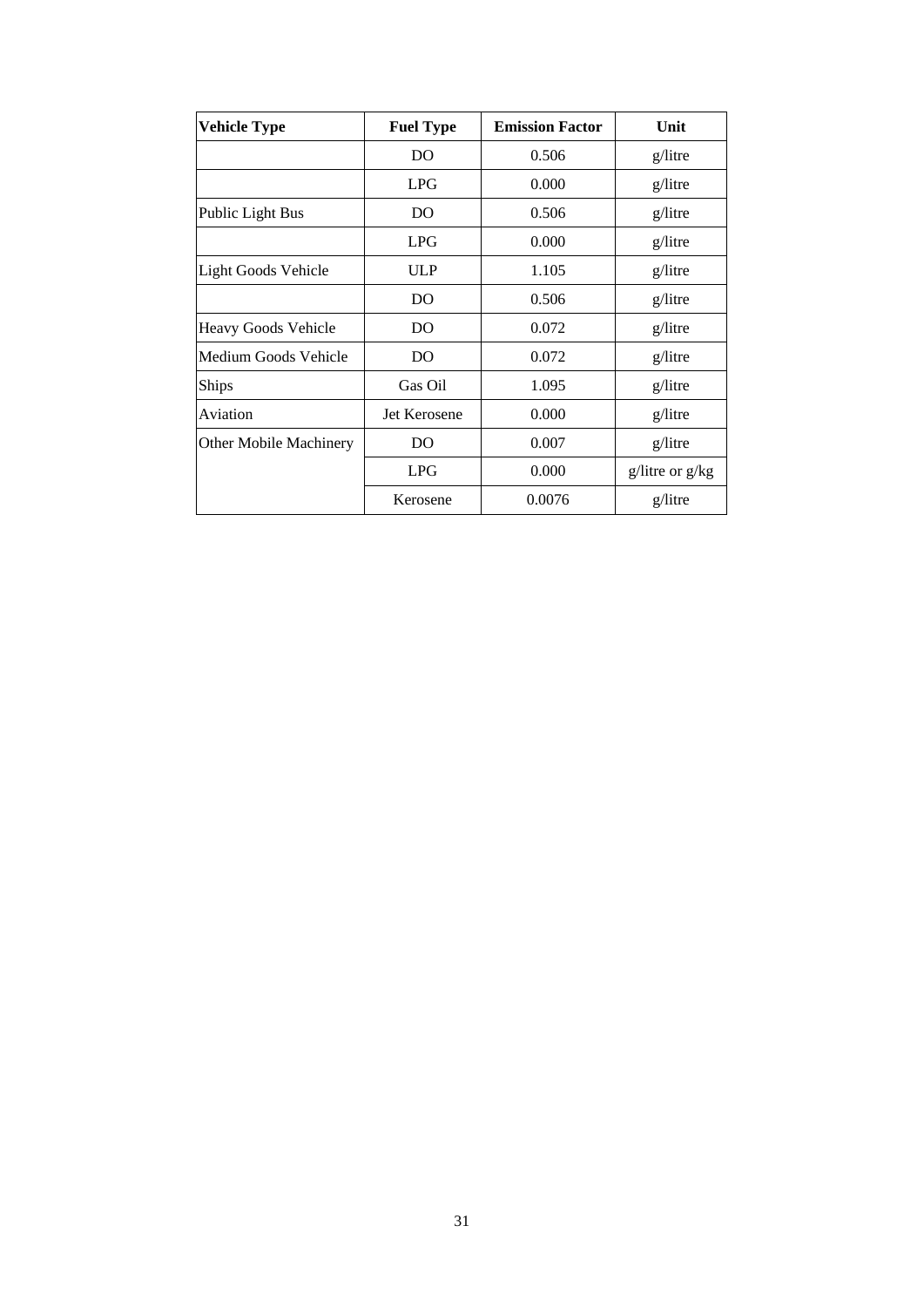| Vehicle Type | Fuel Type | Emission Factor | Unit |
|---|---|---|---|
| | DO | 0.506 | g/litre |
| | LPG | 0.000 | g/litre |
| Public Light Bus | DO | 0.506 | g/litre |
| | LPG | 0.000 | g/litre |
| Light Goods Vehicle | ULP | 1.105 | g/litre |
| | DO | 0.506 | g/litre |
| Heavy Goods Vehicle | DO | 0.072 | g/litre |
| Medium Goods Vehicle | DO | 0.072 | g/litre |
| Ships | Gas Oil | 1.095 | g/litre |
| Aviation | Jet Kerosene | 0.000 | g/litre |
| Other Mobile Machinery | DO | 0.007 | g/litre |
| | LPG | 0.000 | g/litre or g/kg |
| | Kerosene | 0.0076 | g/litre |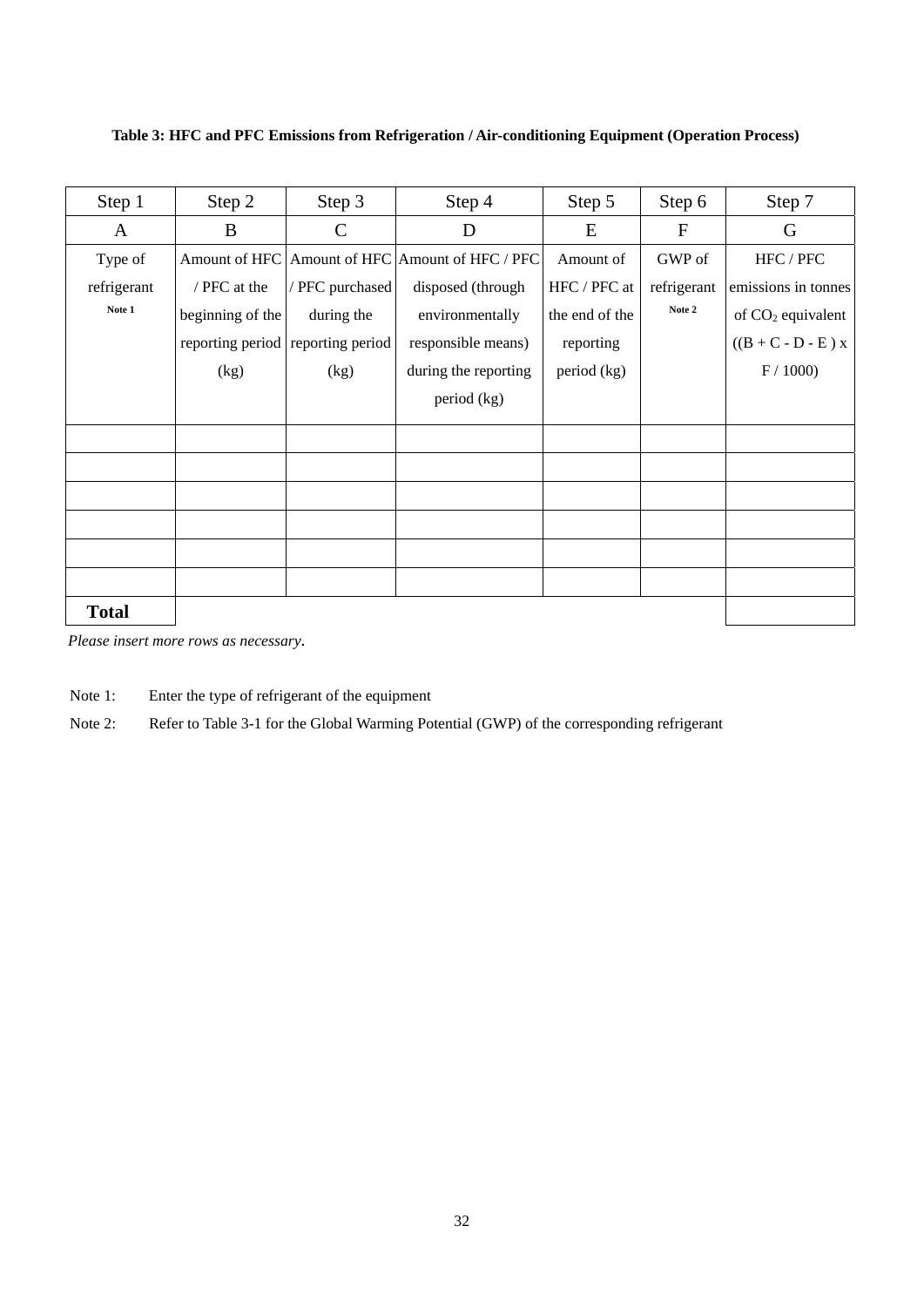**Table 3: HFC and PFC Emissions from Refrigeration / Air-conditioning Equipment (Operation Process)**

| Step 1 | Step 2 | Step 3 | Step 4 | Step 5 | Step 6 | Step 7 |
|---|---|---|---|---|---|---|
| A | B | C | D | E | F | G |
| Type of refrigerant Note 1 | Amount of HFC / PFC at the beginning of the reporting period (kg) | Amount of HFC / PFC purchased during the reporting period (kg) | Amount of HFC / PFC disposed (through environmentally responsible means) during the reporting period (kg) | Amount of HFC / PFC at the end of the reporting period (kg) | GWP of refrigerant Note 2 | HFC / PFC emissions in tonnes of $CO_2$ equivalent $((B + C - D - E) \times F / 1000)$ |
| | | | | | | |
| | | | | | | |
| | | | | | | |
| | | | | | | |
| | | | | | | |
| | | | | | | |
| **Total** | | | | | | |

*Please insert more rows as necessary.*

Note 1: Enter the type of refrigerant of the equipment

Note 2: Refer to Table 3-1 for the Global Warming Potential (GWP) of the corresponding refrigerant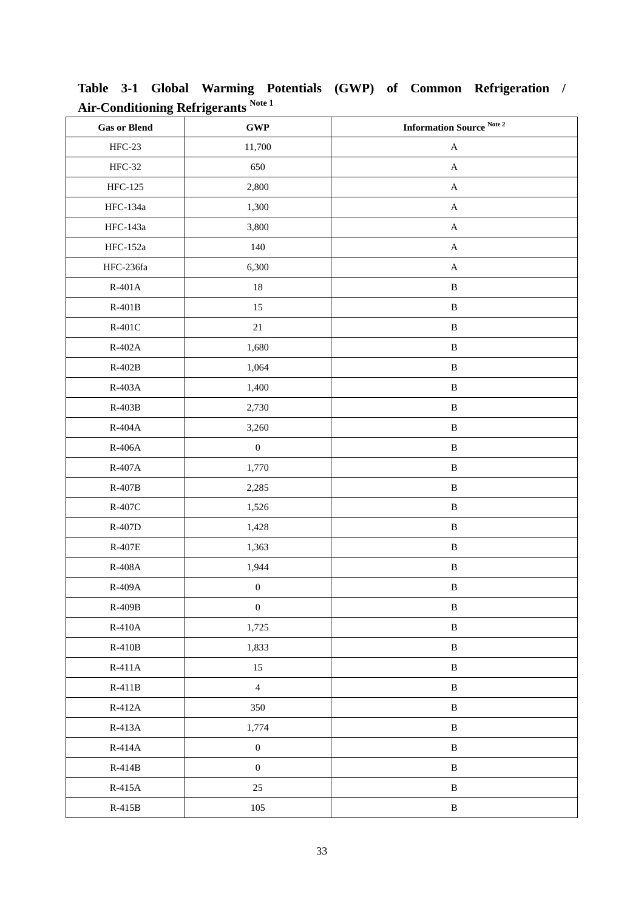**Table 3-1 Global Warming Potentials (GWP) of Common Refrigeration / Air-Conditioning Refrigerants** Note 1

| Gas or Blend | GWP | Information Source Note 2 |
|---|---|---|
| HFC-23 | 11,700 | A |
| HFC-32 | 650 | A |
| HFC-125 | 2,800 | A |
| HFC-134a | 1,300 | A |
| HFC-143a | 3,800 | A |
| HFC-152a | 140 | A |
| HFC-236fa | 6,300 | A |
| R-401A | 18 | B |
| R-401B | 15 | B |
| R-401C | 21 | B |
| R-402A | 1,680 | B |
| R-402B | 1,064 | B |
| R-403A | 1,400 | B |
| R-403B | 2,730 | B |
| R-404A | 3,260 | B |
| R-406A | 0 | B |
| R-407A | 1,770 | B |
| R-407B | 2,285 | B |
| R-407C | 1,526 | B |
| R-407D | 1,428 | B |
| R-407E | 1,363 | B |
| R-408A | 1,944 | B |
| R-409A | 0 | B |
| R-409B | 0 | B |
| R-410A | 1,725 | B |
| R-410B | 1,833 | B |
| R-411A | 15 | B |
| R-411B | 4 | B |
| R-412A | 350 | B |
| R-413A | 1,774 | B |
| R-414A | 0 | B |
| R-414B | 0 | B |
| R-415A | 25 | B |
| R-415B | 105 | B |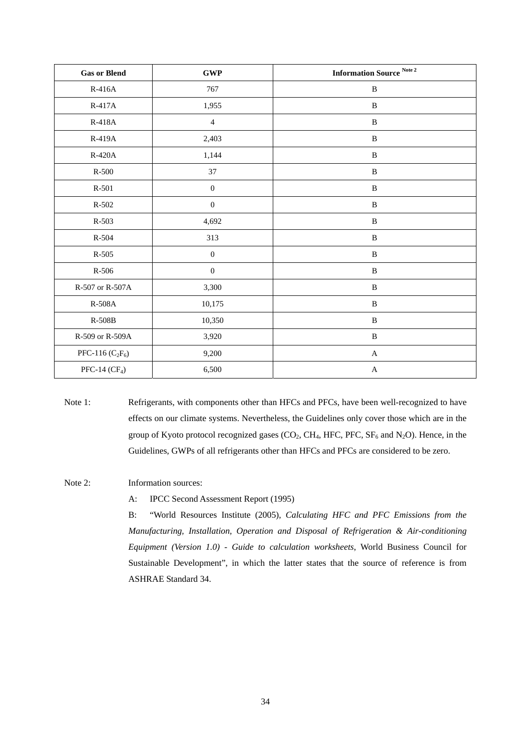| Gas or Blend | GWP | Information Source Note 2 |
| --- | --- | --- |
| R-416A | 767 | B |
| R-417A | 1,955 | B |
| R-418A | 4 | B |
| R-419A | 2,403 | B |
| R-420A | 1,144 | B |
| R-500 | 37 | B |
| R-501 | 0 | B |
| R-502 | 0 | B |
| R-503 | 4,692 | B |
| R-504 | 313 | B |
| R-505 | 0 | B |
| R-506 | 0 | B |
| R-507 or R-507A | 3,300 | B |
| R-508A | 10,175 | B |
| R-508B | 10,350 | B |
| R-509 or R-509A | 3,920 | B |
| PFC-116 ($C_2F_6$) | 9,200 | A |
| PFC-14 ($CF_4$) | 6,500 | A |

Note 1: Refrigerants, with components other than HFCs and PFCs, have been well-recognized to have effects on our climate systems. Nevertheless, the Guidelines only cover those which are in the group of Kyoto protocol recognized gases ($CO_2$, $CH_4$, HFC, PFC, $SF_6$ and $N_2O$). Hence, in the Guidelines, GWPs of all refrigerants other than HFCs and PFCs are considered to be zero.

Note 2: Information sources:

A: IPCC Second Assessment Report (1995)

B: "World Resources Institute (2005), *Calculating HFC and PFC Emissions from the Manufacturing, Installation, Operation and Disposal of Refrigeration & Air-conditioning Equipment (Version 1.0) - Guide to calculation worksheets*, World Business Council for Sustainable Development", in which the latter states that the source of reference is from ASHRAE Standard 34.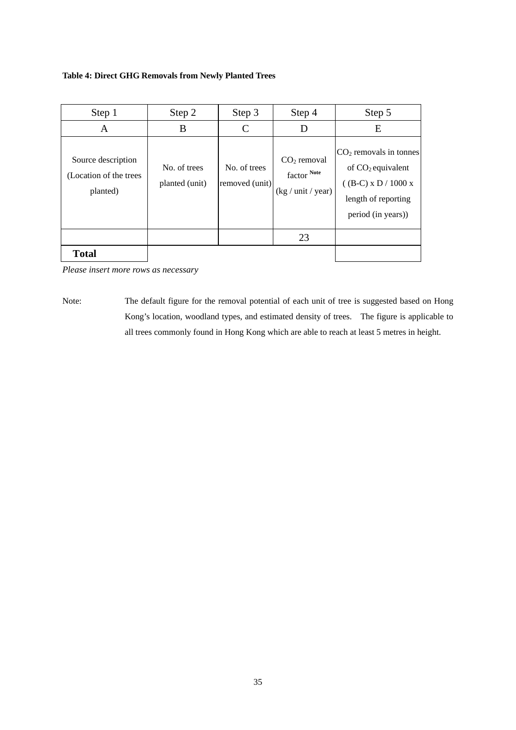**Table 4: Direct GHG Removals from Newly Planted Trees**

| Step 1 | Step 2 | Step 3 | Step 4 | Step 5 |
|---|---|---|---|---|
| A | B | C | D | E |
| Source description (Location of the trees planted) | No. of trees planted (unit) | No. of trees removed (unit) | $CO_2$ removal factor [Note] (kg / unit / year) | $CO_2$ removals in tonnes of $CO_2$ equivalent ( (B-C) x D / 1000 x length of reporting period (in years)) |
| | | | 23 | |
| **Total** | | | | |

*Please insert more rows as necessary*

Note: The default figure for the removal potential of each unit of tree is suggested based on Hong Kong's location, woodland types, and estimated density of trees. The figure is applicable to all trees commonly found in Hong Kong which are able to reach at least 5 metres in height.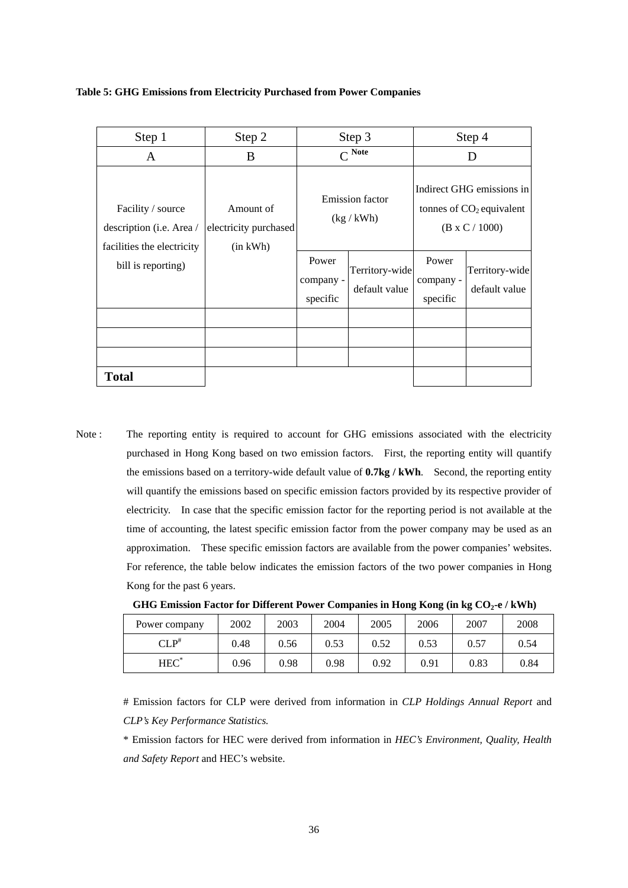**Table 5: GHG Emissions from Electricity Purchased from Power Companies**

| Step 1 | Step 2 | Step 3 | | Step 4 | |
|---|---|---|---|---|---|
| A | B | C [Note] | | D | |
| Facility / source description (i.e. Area / facilities the electricity bill is reporting) | Amount of electricity purchased (in kWh) | Emission factor (kg / kWh) | | Indirect GHG emissions in tonnes of $CO_2$ equivalent (B x C / 1000) | |
| | | Power company - specific | Territory-wide default value | Power company - specific | Territory-wide default value |
| | | | | | |
| | | | | | |
| | | | | | |
| **Total** | | | | | |

Note : The reporting entity is required to account for GHG emissions associated with the electricity purchased in Hong Kong based on two emission factors. First, the reporting entity will quantify the emissions based on a territory-wide default value of **0.7kg / kWh**. Second, the reporting entity will quantify the emissions based on specific emission factors provided by its respective provider of electricity. In case that the specific emission factor for the reporting period is not available at the time of accounting, the latest specific emission factor from the power company may be used as an approximation. These specific emission factors are available from the power companies' websites. For reference, the table below indicates the emission factors of the two power companies in Hong Kong for the past 6 years.

**GHG Emission Factor for Different Power Companies in Hong Kong (in kg $CO_2$-e / kWh)**

| Power company | 2002 | 2003 | 2004 | 2005 | 2006 | 2007 | 2008 |
|---|---|---|---|---|---|---|---|
| CLP[#] | 0.48 | 0.56 | 0.53 | 0.52 | 0.53 | 0.57 | 0.54 |
| HEC[*] | 0.96 | 0.98 | 0.98 | 0.92 | 0.91 | 0.83 | 0.84 |

# Emission factors for CLP were derived from information in *CLP Holdings Annual Report* and *CLP's Key Performance Statistics.*

* Emission factors for HEC were derived from information in *HEC's Environment, Quality, Health and Safety Report* and HEC's website.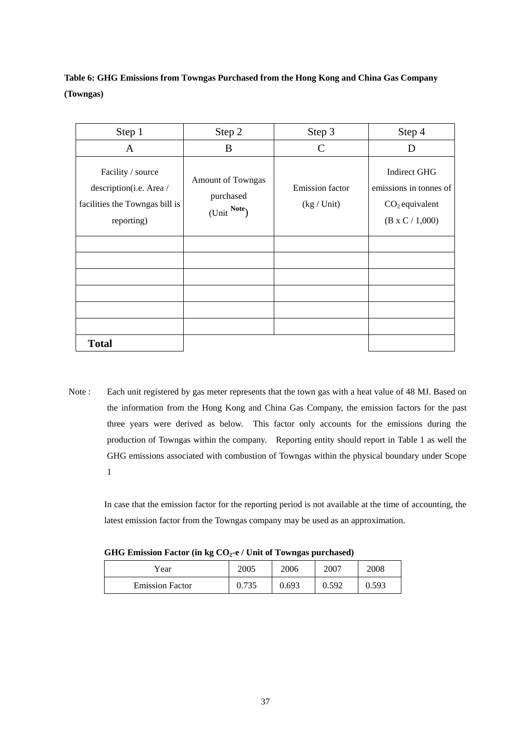**Table 6: GHG Emissions from Towngas Purchased from the Hong Kong and China Gas Company (Towngas)**

| Step 1 | Step 2 | Step 3 | Step 4 |
|---|---|---|---|
| A | B | C | D |
| Facility / source description(i.e. Area / facilities the Towngas bill is reporting) | Amount of Towngas purchased (Unit [Note]) | Emission factor (kg / Unit) | Indirect GHG emissions in tonnes of $CO_2$ equivalent (B x C / 1,000) |
| | | | |
| | | | |
| | | | |
| | | | |
| | | | |
| | | | |
| **Total** | | | |

Note : Each unit registered by gas meter represents that the town gas with a heat value of 48 MJ. Based on the information from the Hong Kong and China Gas Company, the emission factors for the past three years were derived as below. This factor only accounts for the emissions during the production of Towngas within the company. Reporting entity should report in Table 1 as well the GHG emissions associated with combustion of Towngas within the physical boundary under Scope 1

In case that the emission factor for the reporting period is not available at the time of accounting, the latest emission factor from the Towngas company may be used as an approximation.

**GHG Emission Factor (in kg $CO_2$-e / Unit of Towngas purchased)**

| Year | 2005 | 2006 | 2007 | 2008 |
|---|---|---|---|---|
| Emission Factor | 0.735 | 0.693 | 0.592 | 0.593 |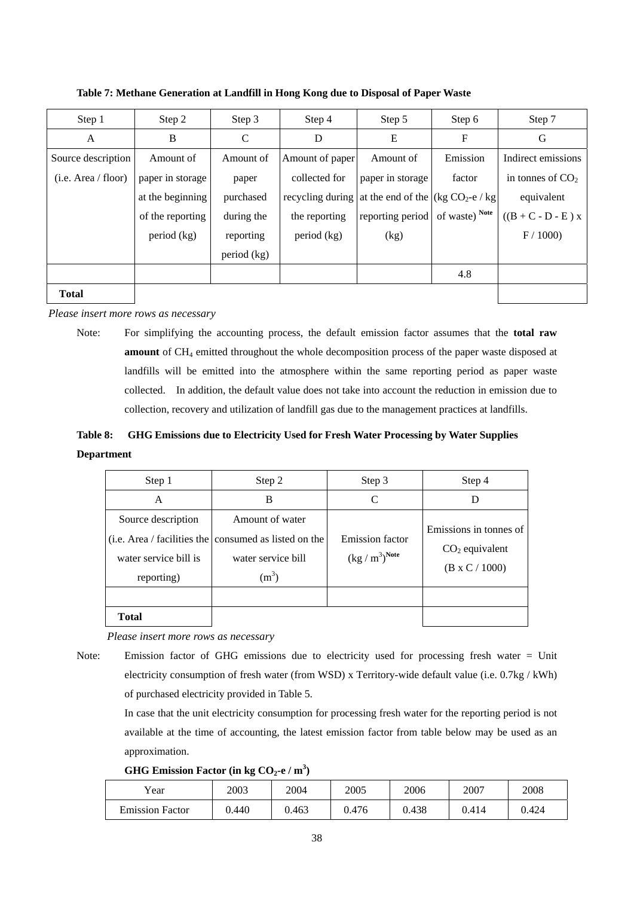**Table 7: Methane Generation at Landfill in Hong Kong due to Disposal of Paper Waste**

| Step 1 | Step 2 | Step 3 | Step 4 | Step 5 | Step 6 | Step 7 |
|---|---|---|---|---|---|---|
| A | B | C | D | E | F | G |
| Source description (i.e. Area / floor) | Amount of paper in storage at the beginning of the reporting period (kg) | Amount of paper purchased during the reporting period (kg) | Amount of paper collected for recycling during the reporting period (kg) | Amount of paper in storage at the end of the reporting period (kg) | Emission factor (kg $CO_2$-e / kg of waste) **Note** | Indirect emissions in tonnes of $CO_2$ equivalent ((B + C - D - E ) x F / 1000) |
| | | | | | 4.8 | |
| **Total** | | | | | | |

*Please insert more rows as necessary*

Note: For simplifying the accounting process, the default emission factor assumes that the **total raw amount** of $CH_4$ emitted throughout the whole decomposition process of the paper waste disposed at landfills will be emitted into the atmosphere within the same reporting period as paper waste collected. In addition, the default value does not take into account the reduction in emission due to collection, recovery and utilization of landfill gas due to the management practices at landfills.

**Table 8: GHG Emissions due to Electricity Used for Fresh Water Processing by Water Supplies Department**

| Step 1 | Step 2 | Step 3 | Step 4 |
|---|---|---|---|
| A | B | C | D |
| Source description (i.e. Area / facilities the water service bill is reporting) | Amount of water consumed as listed on the water service bill ($m^3$) | Emission factor (kg / $m^3$)**Note** | Emissions in tonnes of $CO_2$ equivalent (B x C / 1000) |
| | | | |
| **Total** | | | |

*Please insert more rows as necessary*

Note: Emission factor of GHG emissions due to electricity used for processing fresh water = Unit electricity consumption of fresh water (from WSD) x Territory-wide default value (i.e. 0.7kg / kWh) of purchased electricity provided in Table 5.

In case that the unit electricity consumption for processing fresh water for the reporting period is not available at the time of accounting, the latest emission factor from table below may be used as an approximation.

**GHG Emission Factor (in kg $CO_2$-e / $m^3$)**

| Year | 2003 | 2004 | 2005 | 2006 | 2007 | 2008 |
|---|---|---|---|---|---|---|
| Emission Factor | 0.440 | 0.463 | 0.476 | 0.438 | 0.414 | 0.424 |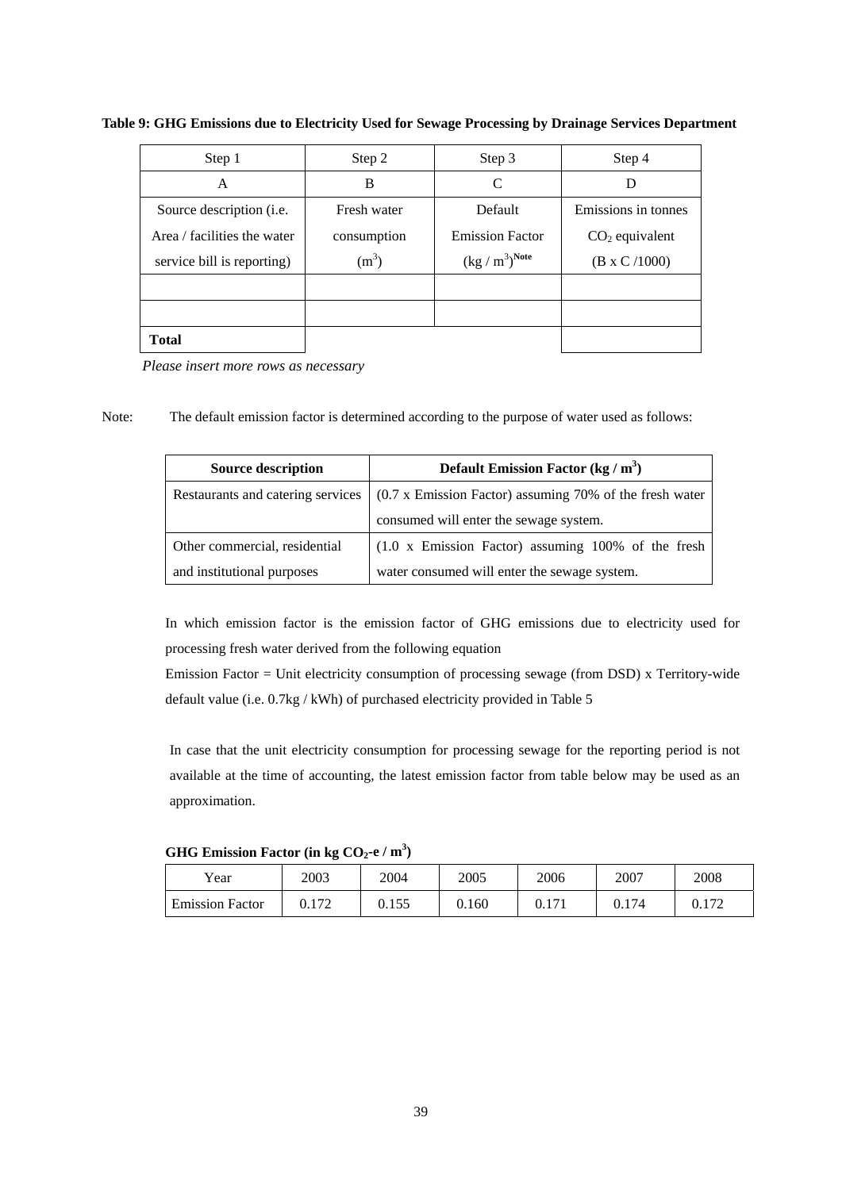**Table 9: GHG Emissions due to Electricity Used for Sewage Processing by Drainage Services Department**

| Step 1 | Step 2 | Step 3 | Step 4 |
|---|---|---|---|
| A | B | C | D |
| Source description (i.e. Area / facilities the water service bill is reporting) | Fresh water consumption ($m^3$) | Default Emission Factor ($kg / m^3$)[Note] | Emissions in tonnes $CO_2$ equivalent (B x C /1000) |
| | | | |
| | | | |
| **Total** | | | |

*Please insert more rows as necessary*

Note: The default emission factor is determined according to the purpose of water used as follows:

| Source description | Default Emission Factor ($kg / m^3$) |
|---|---|
| Restaurants and catering services | (0.7 x Emission Factor) assuming 70% of the fresh water consumed will enter the sewage system. |
| Other commercial, residential and institutional purposes | (1.0 x Emission Factor) assuming 100% of the fresh water consumed will enter the sewage system. |

In which emission factor is the emission factor of GHG emissions due to electricity used for processing fresh water derived from the following equation

Emission Factor = Unit electricity consumption of processing sewage (from DSD) x Territory-wide default value (i.e. 0.7kg / kWh) of purchased electricity provided in Table 5

In case that the unit electricity consumption for processing sewage for the reporting period is not available at the time of accounting, the latest emission factor from table below may be used as an approximation.

**GHG Emission Factor (in kg $CO_2$-e / $m^3$)**

| Year | 2003 | 2004 | 2005 | 2006 | 2007 | 2008 |
|---|---|---|---|---|---|---|
| Emission Factor | 0.172 | 0.155 | 0.160 | 0.171 | 0.174 | 0.172 |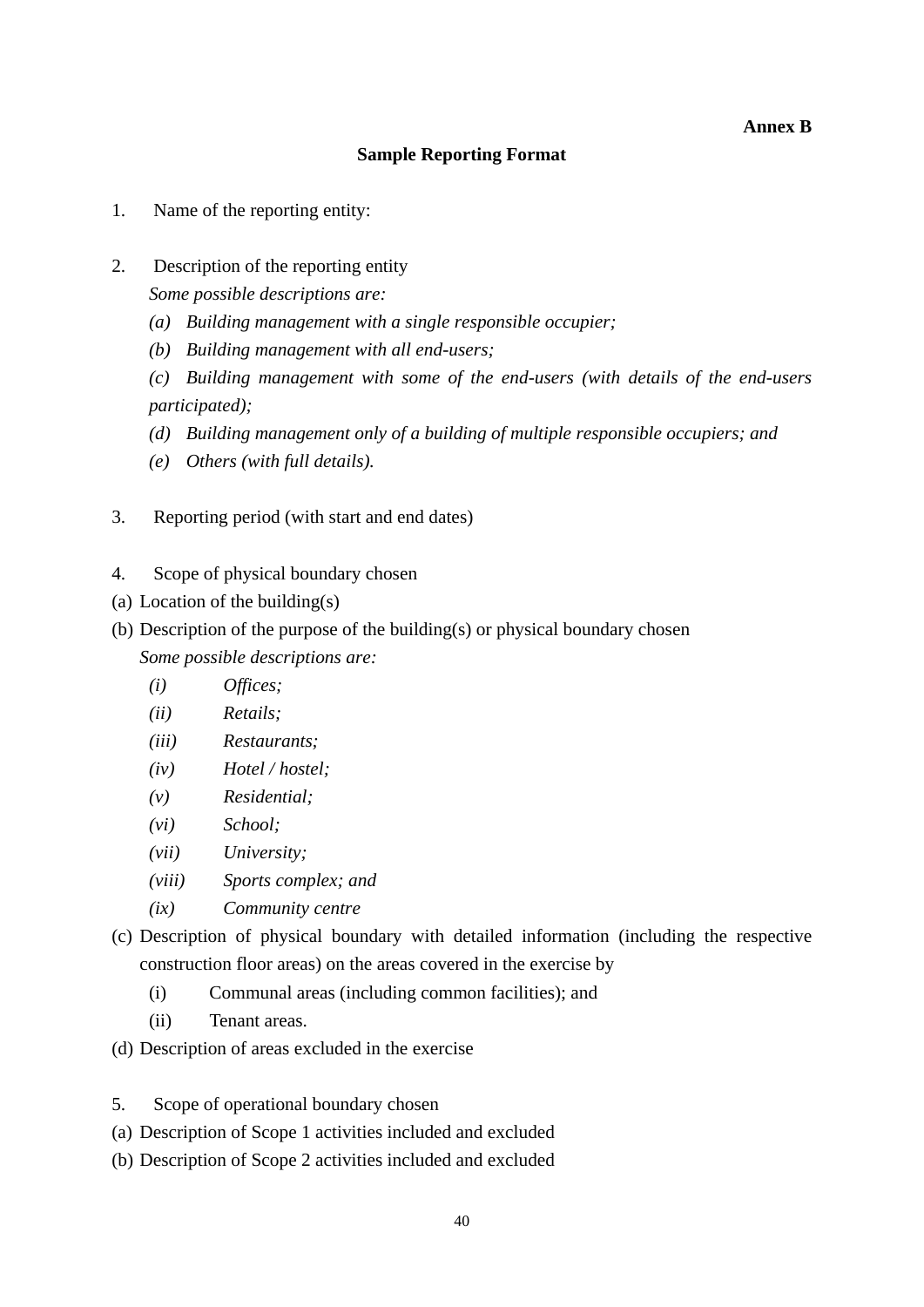**Annex B**

## Sample Reporting Format

1. Name of the reporting entity:

2. Description of the reporting entity

   *Some possible descriptions are:*

   *(a) Building management with a single responsible occupier;*

   *(b) Building management with all end-users;*

   *(c) Building management with some of the end-users (with details of the end-users participated);*

   *(d) Building management only of a building of multiple responsible occupiers; and*

   *(e) Others (with full details).*

3. Reporting period (with start and end dates)

4. Scope of physical boundary chosen

(a) Location of the building(s)

(b) Description of the purpose of the building(s) or physical boundary chosen

   *Some possible descriptions are:*

   *(i) Offices;*

   *(ii) Retails;*

   *(iii) Restaurants;*

   *(iv) Hotel / hostel;*

   *(v) Residential;*

   *(vi) School;*

   *(vii) University;*

   *(viii) Sports complex; and*

   *(ix) Community centre*

(c) Description of physical boundary with detailed information (including the respective construction floor areas) on the areas covered in the exercise by

   (i) Communal areas (including common facilities); and

   (ii) Tenant areas.

(d) Description of areas excluded in the exercise

5. Scope of operational boundary chosen

(a) Description of Scope 1 activities included and excluded

(b) Description of Scope 2 activities included and excluded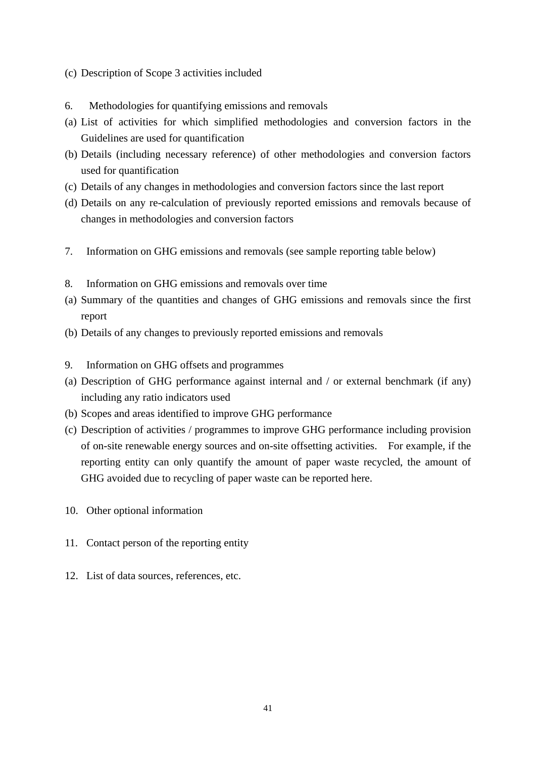(c) Description of Scope 3 activities included

6. Methodologies for quantifying emissions and removals

(a) List of activities for which simplified methodologies and conversion factors in the Guidelines are used for quantification

(b) Details (including necessary reference) of other methodologies and conversion factors used for quantification

(c) Details of any changes in methodologies and conversion factors since the last report

(d) Details on any re-calculation of previously reported emissions and removals because of changes in methodologies and conversion factors

7. Information on GHG emissions and removals (see sample reporting table below)

8. Information on GHG emissions and removals over time

(a) Summary of the quantities and changes of GHG emissions and removals since the first report

(b) Details of any changes to previously reported emissions and removals

9. Information on GHG offsets and programmes

(a) Description of GHG performance against internal and / or external benchmark (if any) including any ratio indicators used

(b) Scopes and areas identified to improve GHG performance

(c) Description of activities / programmes to improve GHG performance including provision of on-site renewable energy sources and on-site offsetting activities. For example, if the reporting entity can only quantify the amount of paper waste recycled, the amount of GHG avoided due to recycling of paper waste can be reported here.

10. Other optional information

11. Contact person of the reporting entity

12. List of data sources, references, etc.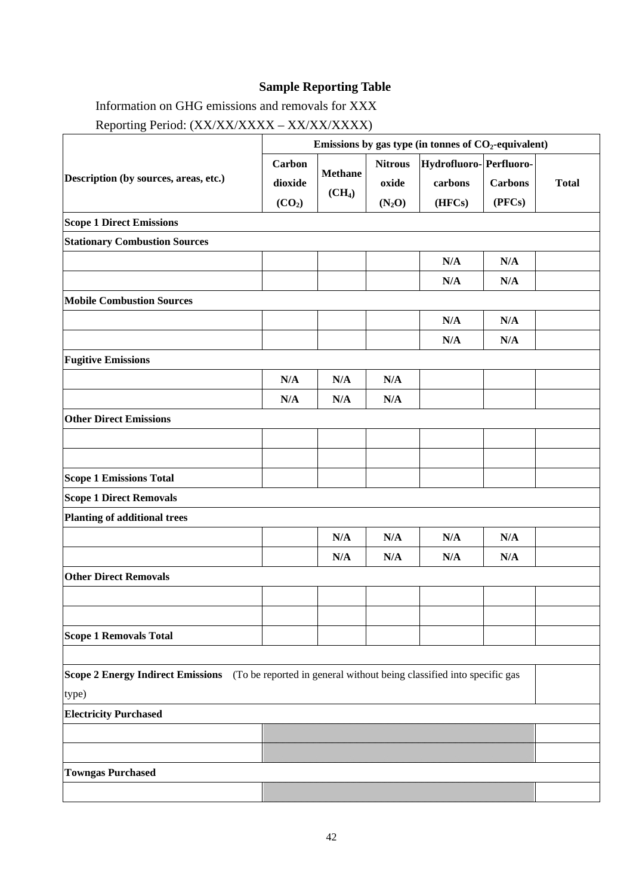**Sample Reporting Table**

Information on GHG emissions and removals for XXX

Reporting Period: (XX/XX/XXXX – XX/XX/XXXX)

| Description (by sources, areas, etc.) | Emissions by gas type (in tonnes of $CO_2$-equivalent) | | | | | |
|---|---|---|---|---|---|---|
| | Carbon dioxide ($CO_2$) | Methane ($CH_4$) | Nitrous oxide ($N_2O$) | Hydrofluoro-carbons (HFCs) | Perfluoro-Carbons (PFCs) | Total |
| **Scope 1 Direct Emissions** | | | | | | |
| **Stationary Combustion Sources** | | | | | | |
| | | | | N/A | N/A | |
| | | | | N/A | N/A | |
| **Mobile Combustion Sources** | | | | | | |
| | | | | N/A | N/A | |
| | | | | N/A | N/A | |
| **Fugitive Emissions** | | | | | | |
| | N/A | N/A | N/A | | | |
| | N/A | N/A | N/A | | | |
| **Other Direct Emissions** | | | | | | |
| | | | | | | |
| | | | | | | |
| **Scope 1 Emissions Total** | | | | | | |
| **Scope 1 Direct Removals** | | | | | | |
| **Planting of additional trees** | | | | | | |
| | | N/A | N/A | N/A | N/A | |
| | | N/A | N/A | N/A | N/A | |
| **Other Direct Removals** | | | | | | |
| | | | | | | |
| | | | | | | |
| **Scope 1 Removals Total** | | | | | | |
| | | | | | | |
| **Scope 2 Energy Indirect Emissions** (To be reported in general without being classified into specific gas type) | | | | | | |
| **Electricity Purchased** | | | | | | |
| | | | | | | |
| | | | | | | |
| **Towngas Purchased** | | | | | | |
| | | | | | | |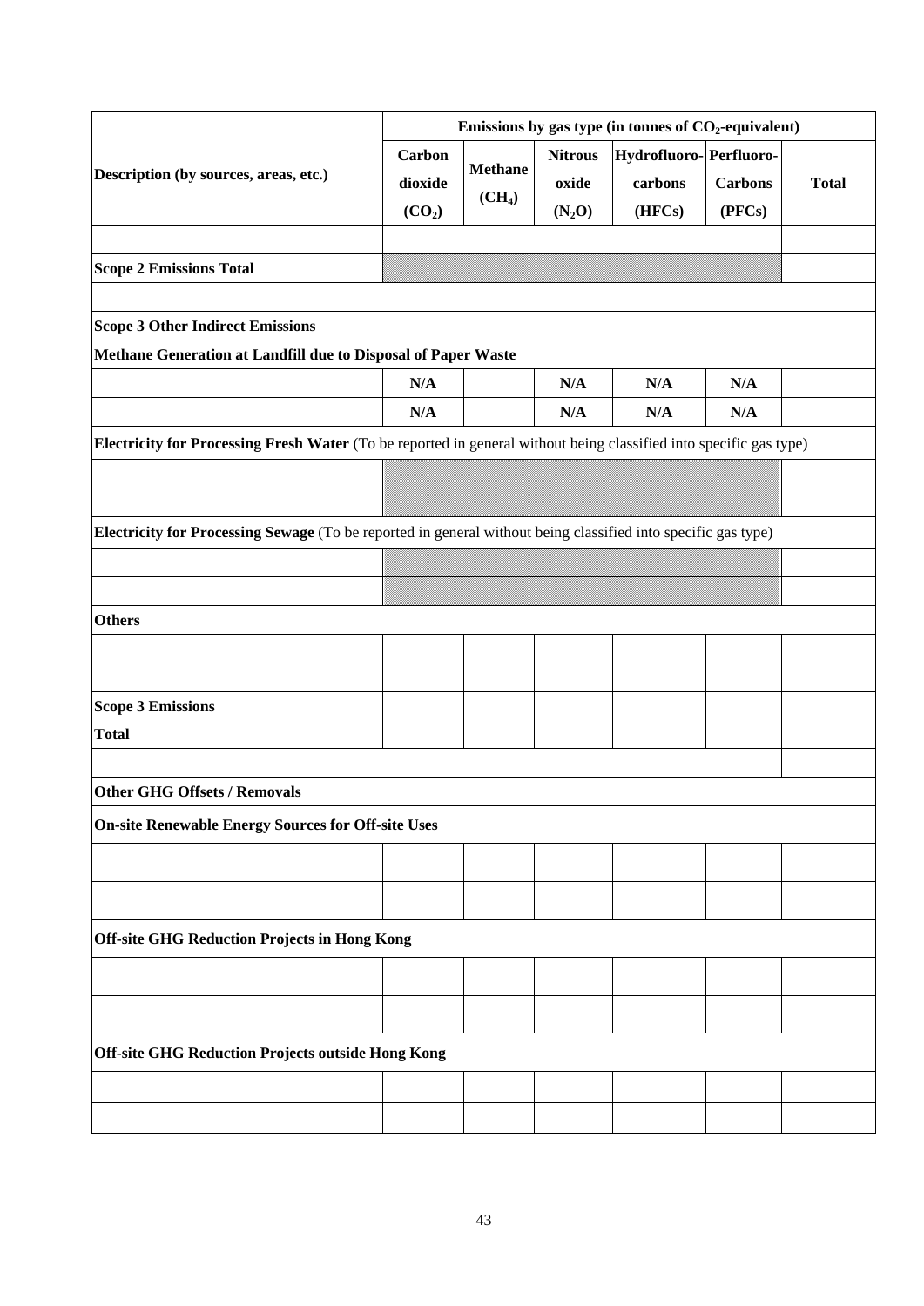| Description (by sources, areas, etc.) | Emissions by gas type (in tonnes of $CO_2$-equivalent) | | | | | |
|---|---|---|---|---|---|---|
| | Carbon dioxide ($CO_2$) | Methane ($CH_4$) | Nitrous oxide ($N_2O$) | Hydrofluoro-carbons (HFCs) | Perfluoro-Carbons (PFCs) | Total |
| | | | | | | |
| **Scope 2 Emissions Total** | | | | | | |
| | | | | | | |
| **Scope 3 Other Indirect Emissions** | | | | | | |
| **Methane Generation at Landfill due to Disposal of Paper Waste** | | | | | | |
| | **N/A** | | **N/A** | **N/A** | **N/A** | |
| | **N/A** | | **N/A** | **N/A** | **N/A** | |
| **Electricity for Processing Fresh Water** (To be reported in general without being classified into specific gas type) | | | | | | |
| | | | | | | |
| | | | | | | |
| **Electricity for Processing Sewage** (To be reported in general without being classified into specific gas type) | | | | | | |
| | | | | | | |
| | | | | | | |
| **Others** | | | | | | |
| | | | | | | |
| | | | | | | |
| **Scope 3 Emissions Total** | | | | | | |
| | | | | | | |
| **Other GHG Offsets / Removals** | | | | | | |
| **On-site Renewable Energy Sources for Off-site Uses** | | | | | | |
| | | | | | | |
| | | | | | | |
| **Off-site GHG Reduction Projects in Hong Kong** | | | | | | |
| | | | | | | |
| | | | | | | |
| **Off-site GHG Reduction Projects outside Hong Kong** | | | | | | |
| | | | | | | |
| | | | | | | |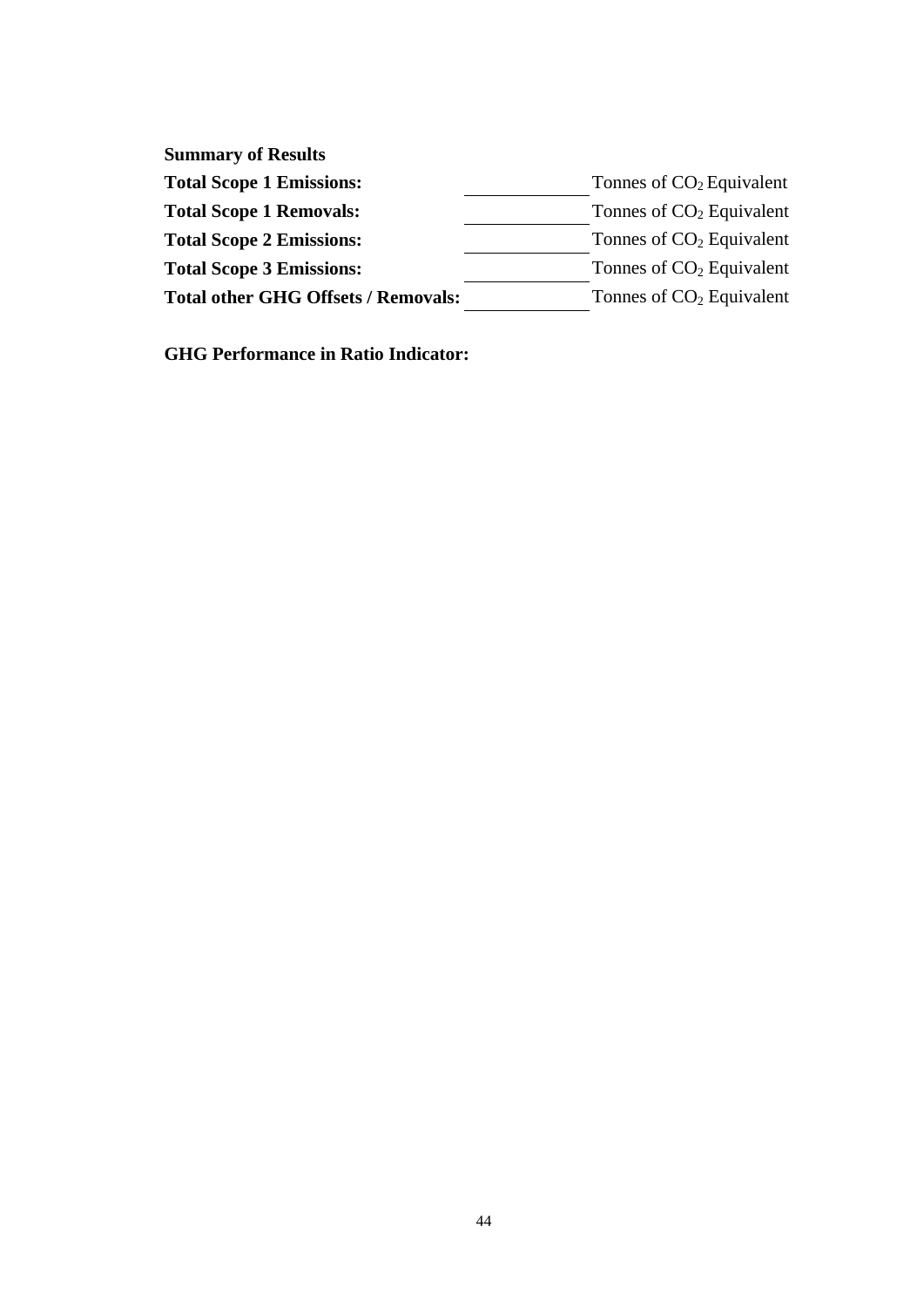**Summary of Results**

**Total Scope 1 Emissions:** \_\_\_\_\_\_\_\_\_\_\_\_ Tonnes of $CO_2$ Equivalent

**Total Scope 1 Removals:** \_\_\_\_\_\_\_\_\_\_\_\_ Tonnes of $CO_2$ Equivalent

**Total Scope 2 Emissions:** \_\_\_\_\_\_\_\_\_\_\_\_ Tonnes of $CO_2$ Equivalent

**Total Scope 3 Emissions:** \_\_\_\_\_\_\_\_\_\_\_\_ Tonnes of $CO_2$ Equivalent

**Total other GHG Offsets / Removals:** \_\_\_\_\_\_\_\_\_\_\_\_ Tonnes of $CO_2$ Equivalent

**GHG Performance in Ratio Indicator:**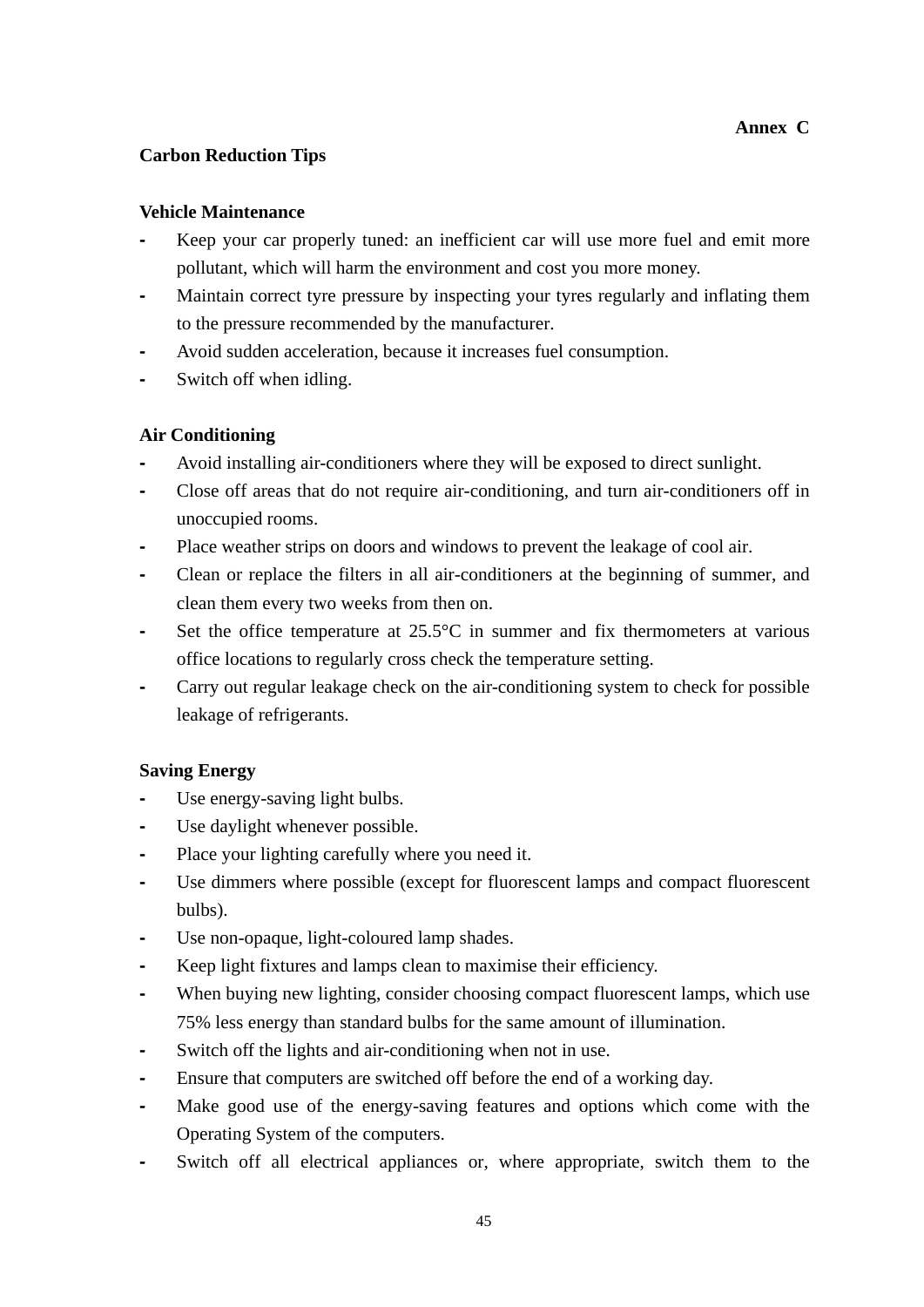**Annex C**

## Carbon Reduction Tips

### Vehicle Maintenance

- Keep your car properly tuned: an inefficient car will use more fuel and emit more pollutant, which will harm the environment and cost you more money.
- Maintain correct tyre pressure by inspecting your tyres regularly and inflating them to the pressure recommended by the manufacturer.
- Avoid sudden acceleration, because it increases fuel consumption.
- Switch off when idling.

### Air Conditioning

- Avoid installing air-conditioners where they will be exposed to direct sunlight.
- Close off areas that do not require air-conditioning, and turn air-conditioners off in unoccupied rooms.
- Place weather strips on doors and windows to prevent the leakage of cool air.
- Clean or replace the filters in all air-conditioners at the beginning of summer, and clean them every two weeks from then on.
- Set the office temperature at 25.5°C in summer and fix thermometers at various office locations to regularly cross check the temperature setting.
- Carry out regular leakage check on the air-conditioning system to check for possible leakage of refrigerants.

### Saving Energy

- Use energy-saving light bulbs.
- Use daylight whenever possible.
- Place your lighting carefully where you need it.
- Use dimmers where possible (except for fluorescent lamps and compact fluorescent bulbs).
- Use non-opaque, light-coloured lamp shades.
- Keep light fixtures and lamps clean to maximise their efficiency.
- When buying new lighting, consider choosing compact fluorescent lamps, which use 75% less energy than standard bulbs for the same amount of illumination.
- Switch off the lights and air-conditioning when not in use.
- Ensure that computers are switched off before the end of a working day.
- Make good use of the energy-saving features and options which come with the Operating System of the computers.
- Switch off all electrical appliances or, where appropriate, switch them to the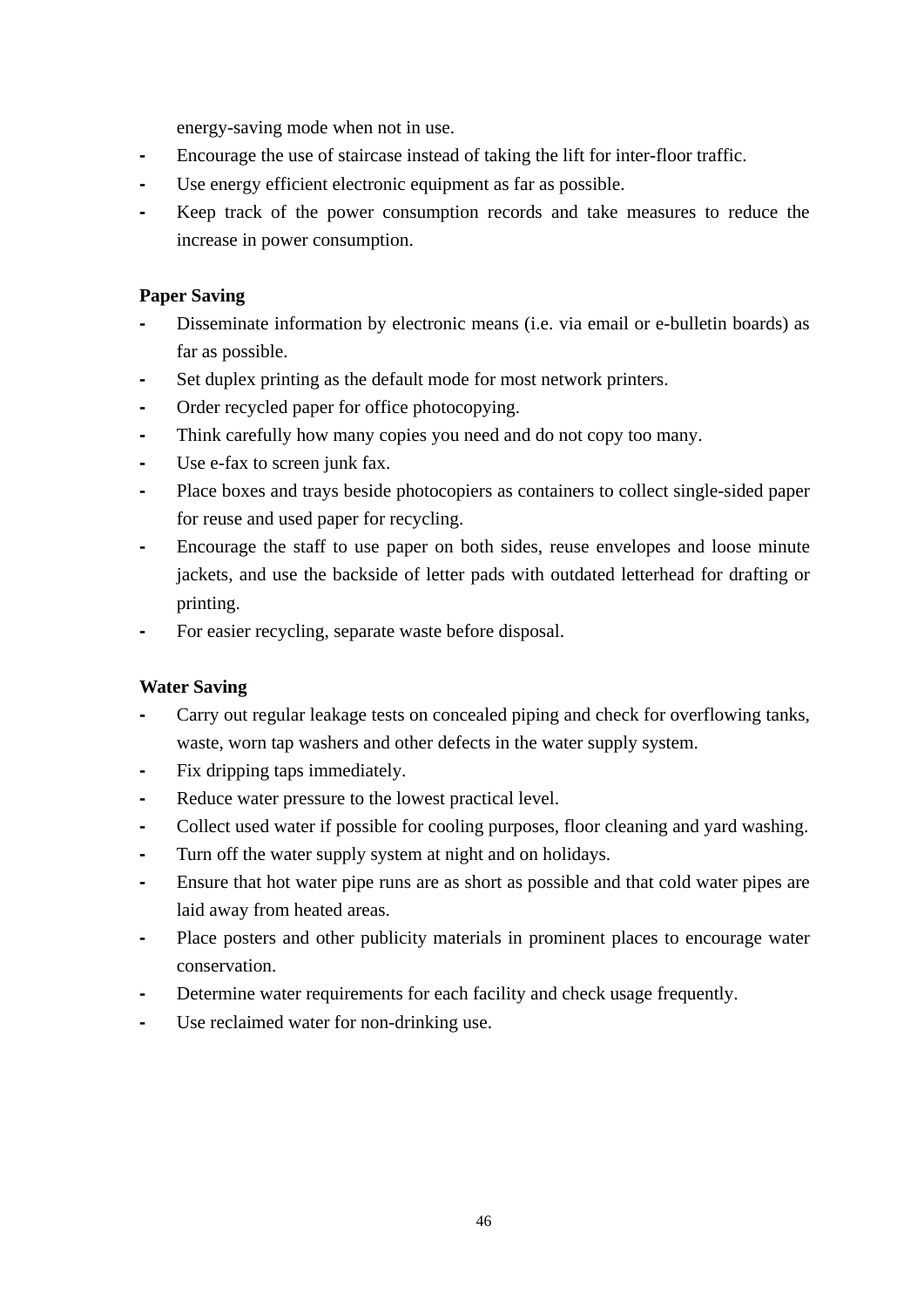energy-saving mode when not in use.

- Encourage the use of staircase instead of taking the lift for inter-floor traffic.
- Use energy efficient electronic equipment as far as possible.
- Keep track of the power consumption records and take measures to reduce the increase in power consumption.

**Paper Saving**

- Disseminate information by electronic means (i.e. via email or e-bulletin boards) as far as possible.
- Set duplex printing as the default mode for most network printers.
- Order recycled paper for office photocopying.
- Think carefully how many copies you need and do not copy too many.
- Use e-fax to screen junk fax.
- Place boxes and trays beside photocopiers as containers to collect single-sided paper for reuse and used paper for recycling.
- Encourage the staff to use paper on both sides, reuse envelopes and loose minute jackets, and use the backside of letter pads with outdated letterhead for drafting or printing.
- For easier recycling, separate waste before disposal.

**Water Saving**

- Carry out regular leakage tests on concealed piping and check for overflowing tanks, waste, worn tap washers and other defects in the water supply system.
- Fix dripping taps immediately.
- Reduce water pressure to the lowest practical level.
- Collect used water if possible for cooling purposes, floor cleaning and yard washing.
- Turn off the water supply system at night and on holidays.
- Ensure that hot water pipe runs are as short as possible and that cold water pipes are laid away from heated areas.
- Place posters and other publicity materials in prominent places to encourage water conservation.
- Determine water requirements for each facility and check usage frequently.
- Use reclaimed water for non-drinking use.